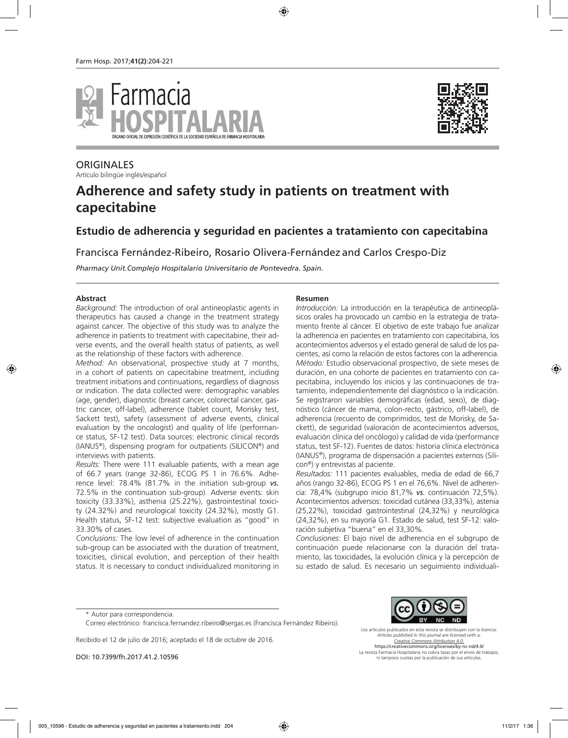ORIGINALES

Artículo bilingüe inglés/español

# Adherence and safety study in patients on treatment with capecitabine

## Estudio de adherencia y seguridad en pacientes a tratamiento con capecitabina

Francisca Fernández-Ribeiro, Rosario Olivera-Fernández and Carlos Crespo-Diz

*Pharmacy Unit.Complejo Hospitalario Universitario de Pontevedra. Spain.*

### Abstract

*Background:* The introduction of oral antineoplastic agents in therapeutics has caused a change in the treatment strategy against cancer. The objective of this study was to analyze the adherence in patients to treatment with capecitabine, their adverse events, and the overall health status of patients, as well as the relationship of these factors with adherence.

*Method:* An observational, prospective study at 7 months, in a cohort of patients on capecitabine treatment, including treatment initiations and continuations, regardless of diagnosis or indication. The data collected were: demographic variables (age, gender), diagnostic (breast cancer, colorectal cancer, gastric cancer, off-label), adherence (tablet count, Morisky test, Sackett test), safety (assessment of adverse events, clinical evaluation by the oncologist) and quality of life (performance status, SF-12 test). Data sources: electronic clinical records (IANUS®), dispensing program for outpatients (SILICON®) and interviews with patients.

*Results:* There were 111 evaluable patients, with a mean age of 66.7 years (range 32-86), ECOG PS 1 in 76.6%. Adherence level: 78.4% (81.7% in the initiation sub-group *vs.* 72.5% in the continuation sub-group). Adverse events: skin toxicity (33.33%), asthenia (25.22%), gastrointestinal toxicity (24.32%) and neurological toxicity (24.32%), mostly G1. Health status, SF-12 test: subjective evaluation as "good" in 33.30% of cases.

*Conclusions:* The low level of adherence in the continuation sub-group can be associated with the duration of treatment, toxicities, clinical evolution, and perception of their health status. It is necessary to conduct individualized monitoring in

### Resumen

*Introducción:* La introducción en la terapéutica de antineoplásicos orales ha provocado un cambio en la estrategia de tratamiento frente al cáncer. El objetivo de este trabajo fue analizar la adherencia en pacientes en tratamiento con capecitabina, los acontecimientos adversos y el estado general de salud de los pacientes, así como la relación de estos factores con la adherencia.

*Método:* Estudio observacional prospectivo, de siete meses de duración, en una cohorte de pacientes en tratamiento con capecitabina, incluyendo los inicios y las continuaciones de tratamiento, independientemente del diagnóstico o la indicación. Se registraron variables demográficas (edad, sexo), de diagnóstico (cáncer de mama, colon-recto, gástrico, off-label), de adherencia (recuento de comprimidos, test de Morisky, de Sackett), de seguridad (valoración de acontecimientos adversos, evaluación clínica del oncólogo) y calidad de vida (performance status, test SF-12). Fuentes de datos: historia clínica electrónica (IANUS®), programa de dispensación a pacientes externos (Silicon®) y entrevistas al paciente.

*Resultados:* 111 pacientes evaluables, media de edad de 66,7 años (rango 32-86), ECOG PS 1 en el 76,6%. Nivel de adherencia: 78,4% (subgrupo inicio 81,7% *vs.* continuación 72,5%). Acontecimientos adversos: toxicidad cutánea (33,33%), astenia (25,22%), toxicidad gastrointestinal (24,32%) y neurológica (24,32%), en su mayoría G1. Estado de salud, test SF-12: valoración subjetiva "buena" en el 33,30%.

*Conclusiones:* El bajo nivel de adherencia en el subgrupo de continuación puede relacionarse con la duración del tratamiento, las toxicidades, la evolución clínica y la percepción de su estado de salud. Es necesario un seguimiento individuali-

\* Autor para correspondencia.

Correo electrónico: francisca.fernandez.ribeiro@sergas.es (Francisca Fernández Ribeiro).

Recibido el 12 de julio de 2016; aceptado el 18 de octubre de 2016.

DOI: 10.7399/fh.2017.41.2.10596

Los artículos publicados en esta revista se distribuyen con la licencia:
*Articles published in this journal are licensed with a:*
*Creative Commons Attribution 4.0.*
https://creativecommons.org/licenses/by-nc-nd/4.0/
La revista Farmacia Hospitalaria no cobra tasas por el envío de trabajos, ni tampoco cuotas por la publicación de sus artículos.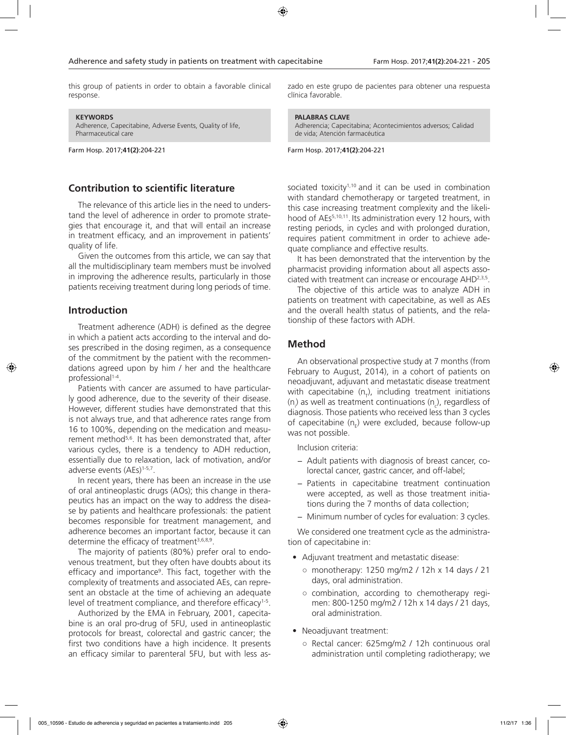this group of patients in order to obtain a favorable clinical response.

**KEYWORDS**
Adherence, Capecitabine, Adverse Events, Quality of life, Pharmaceutical care

zado en este grupo de pacientes para obtener una respuesta clínica favorable.

**PALABRAS CLAVE**
Adherencia; Capecitabina; Acontecimientos adversos; Calidad de vida; Atención farmacéutica

## Contribution to scientific literature

The relevance of this article lies in the need to understand the level of adherence in order to promote strategies that encourage it, and that will entail an increase in treatment efficacy, and an improvement in patients' quality of life.

Given the outcomes from this article, we can say that all the multidisciplinary team members must be involved in improving the adherence results, particularly in those patients receiving treatment during long periods of time.

## Introduction

Treatment adherence (ADH) is defined as the degree in which a patient acts according to the interval and doses prescribed in the dosing regimen, as a consequence of the commitment by the patient with the recommendations agreed upon by him / her and the healthcare professional[1-4].

Patients with cancer are assumed to have particularly good adherence, due to the severity of their disease. However, different studies have demonstrated that this is not always true, and that adherence rates range from 16 to 100%, depending on the medication and measurement method[5,6]. It has been demonstrated that, after various cycles, there is a tendency to ADH reduction, essentially due to relaxation, lack of motivation, and/or adverse events (AEs)[1-5,7].

In recent years, there has been an increase in the use of oral antineoplastic drugs (AOs); this change in therapeutics has an impact on the way to address the disease by patients and healthcare professionals: the patient becomes responsible for treatment management, and adherence becomes an important factor, because it can determine the efficacy of treatment[3,6,8,9].

The majority of patients (80%) prefer oral to endovenous treatment, but they often have doubts about its efficacy and importance[9]. This fact, together with the complexity of treatments and associated AEs, can represent an obstacle at the time of achieving an adequate level of treatment compliance, and therefore efficacy[1-5].

Authorized by the EMA in February, 2001, capecitabine is an oral pro-drug of 5FU, used in antineoplastic protocols for breast, colorectal and gastric cancer; the first two conditions have a high incidence. It presents an efficacy similar to parenteral 5FU, but with less associated toxicity[1,10] and it can be used in combination with standard chemotherapy or targeted treatment, in this case increasing treatment complexity and the likelihood of AEs[5,10,11]. Its administration every 12 hours, with resting periods, in cycles and with prolonged duration, requires patient commitment in order to achieve adequate compliance and effective results.

It has been demonstrated that the intervention by the pharmacist providing information about all aspects associated with treatment can increase or encourage AHD[2,3,5].

The objective of this article was to analyze ADH in patients on treatment with capecitabine, as well as AEs and the overall health status of patients, and the relationship of these factors with ADH.

## Method

An observational prospective study at 7 months (from February to August, 2014), in a cohort of patients on neoadjuvant, adjuvant and metastatic disease treatment with capecitabine ($n_T$), including treatment initiations ($n_i$) as well as treatment continuations ($n_c$), regardless of diagnosis. Those patients who received less than 3 cycles of capecitabine ($n_E$) were excluded, because follow-up was not possible.

Inclusion criteria:

- Adult patients with diagnosis of breast cancer, colorectal cancer, gastric cancer, and off-label;
- Patients in capecitabine treatment continuation were accepted, as well as those treatment initiations during the 7 months of data collection;
- Minimum number of cycles for evaluation: 3 cycles.

We considered one treatment cycle as the administration of capecitabine in:

- Adjuvant treatment and metastatic disease:
  - monotherapy: 1250 mg/m2 / 12h x 14 days / 21 days, oral administration.
  - combination, according to chemotherapy regimen: 800-1250 mg/m2 / 12h x 14 days / 21 days, oral administration.
- Neoadjuvant treatment:
  - Rectal cancer: 625mg/m2 / 12h continuous oral administration until completing radiotherapy; we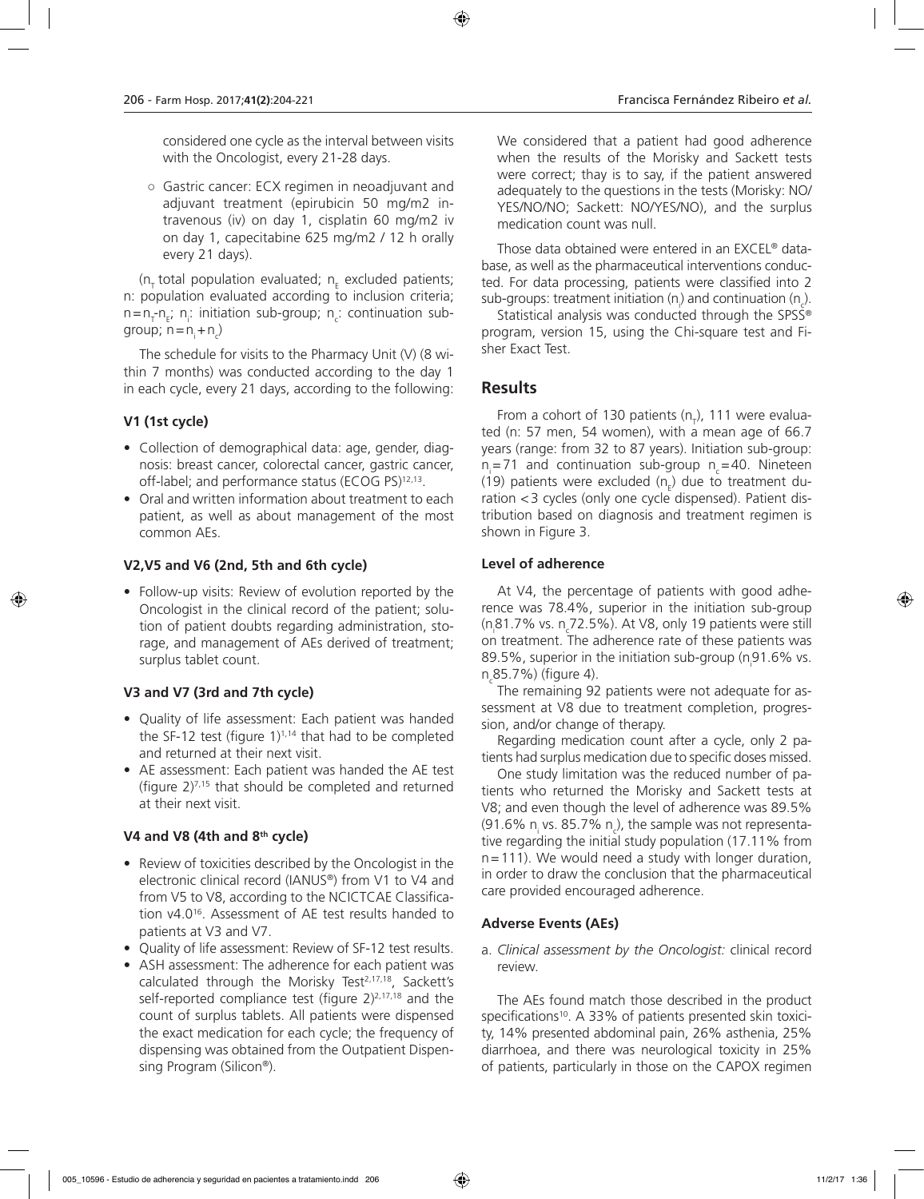considered one cycle as the interval between visits with the Oncologist, every 21-28 days.

- Gastric cancer: ECX regimen in neoadjuvant and adjuvant treatment (epirubicin 50 mg/m2 intravenous (iv) on day 1, cisplatin 60 mg/m2 iv on day 1, capecitabine 625 mg/m2 / 12 h orally every 21 days).

($n_T$ total population evaluated; $n_E$ excluded patients; n: population evaluated according to inclusion criteria; $n=n_T-n_E$; $n_i$: initiation sub-group; $n_c$: continuation sub-group; $n=n_i+n_c$)

The schedule for visits to the Pharmacy Unit (V) (8 within 7 months) was conducted according to the day 1 in each cycle, every 21 days, according to the following:

### V1 (1st cycle)

- Collection of demographical data: age, gender, diagnosis: breast cancer, colorectal cancer, gastric cancer, off-label; and performance status (ECOG PS)[12,13].
- Oral and written information about treatment to each patient, as well as about management of the most common AEs.

### V2,V5 and V6 (2nd, 5th and 6th cycle)

- Follow-up visits: Review of evolution reported by the Oncologist in the clinical record of the patient; solution of patient doubts regarding administration, storage, and management of AEs derived of treatment; surplus tablet count.

### V3 and V7 (3rd and 7th cycle)

- Quality of life assessment: Each patient was handed the SF-12 test (figure 1)[1,14] that had to be completed and returned at their next visit.
- AE assessment: Each patient was handed the AE test (figure 2)[7,15] that should be completed and returned at their next visit.

### V4 and V8 (4th and 8th cycle)

- Review of toxicities described by the Oncologist in the electronic clinical record (IANUS®) from V1 to V4 and from V5 to V8, according to the NCICTCAE Classification v4.0[16]. Assessment of AE test results handed to patients at V3 and V7.
- Quality of life assessment: Review of SF-12 test results.
- ASH assessment: The adherence for each patient was calculated through the Morisky Test[2,17,18], Sackett's self-reported compliance test (figure 2)[2,17,18] and the count of surplus tablets. All patients were dispensed the exact medication for each cycle; the frequency of dispensing was obtained from the Outpatient Dispensing Program (Silicon®).

We considered that a patient had good adherence when the results of the Morisky and Sackett tests were correct; thay is to say, if the patient answered adequately to the questions in the tests (Morisky: NO/YES/NO/NO; Sackett: NO/YES/NO), and the surplus medication count was null.

Those data obtained were entered in an EXCEL® database, as well as the pharmaceutical interventions conducted. For data processing, patients were classified into 2 sub-groups: treatment initiation ($n_i$) and continuation ($n_c$).

Statistical analysis was conducted through the SPSS® program, version 15, using the Chi-square test and Fisher Exact Test.

## Results

From a cohort of 130 patients ($n_T$), 111 were evaluated (n: 57 men, 54 women), with a mean age of 66.7 years (range: from 32 to 87 years). Initiation sub-group: $n_i=71$ and continuation sub-group $n_c=40$. Nineteen (19) patients were excluded ($n_E$) due to treatment duration <3 cycles (only one cycle dispensed). Patient distribution based on diagnosis and treatment regimen is shown in Figure 3.

### Level of adherence

At V4, the percentage of patients with good adherence was 78.4%, superior in the initiation sub-group ($n_i$81.7% vs. $n_c$72.5%). At V8, only 19 patients were still on treatment. The adherence rate of these patients was 89.5%, superior in the initiation sub-group ($n_i$91.6% vs. $n_c$85.7%) (figure 4).

The remaining 92 patients were not adequate for assessment at V8 due to treatment completion, progression, and/or change of therapy.

Regarding medication count after a cycle, only 2 patients had surplus medication due to specific doses missed.

One study limitation was the reduced number of patients who returned the Morisky and Sackett tests at V8; and even though the level of adherence was 89.5% (91.6% $n_i$ vs. 85.7% $n_c$), the sample was not representative regarding the initial study population (17.11% from n=111). We would need a study with longer duration, in order to draw the conclusion that the pharmaceutical care provided encouraged adherence.

### Adverse Events (AEs)

a. *Clinical assessment by the Oncologist:* clinical record review.

The AEs found match those described in the product specifications[10]. A 33% of patients presented skin toxicity, 14% presented abdominal pain, 26% asthenia, 25% diarrhoea, and there was neurological toxicity in 25% of patients, particularly in those on the CAPOX regimen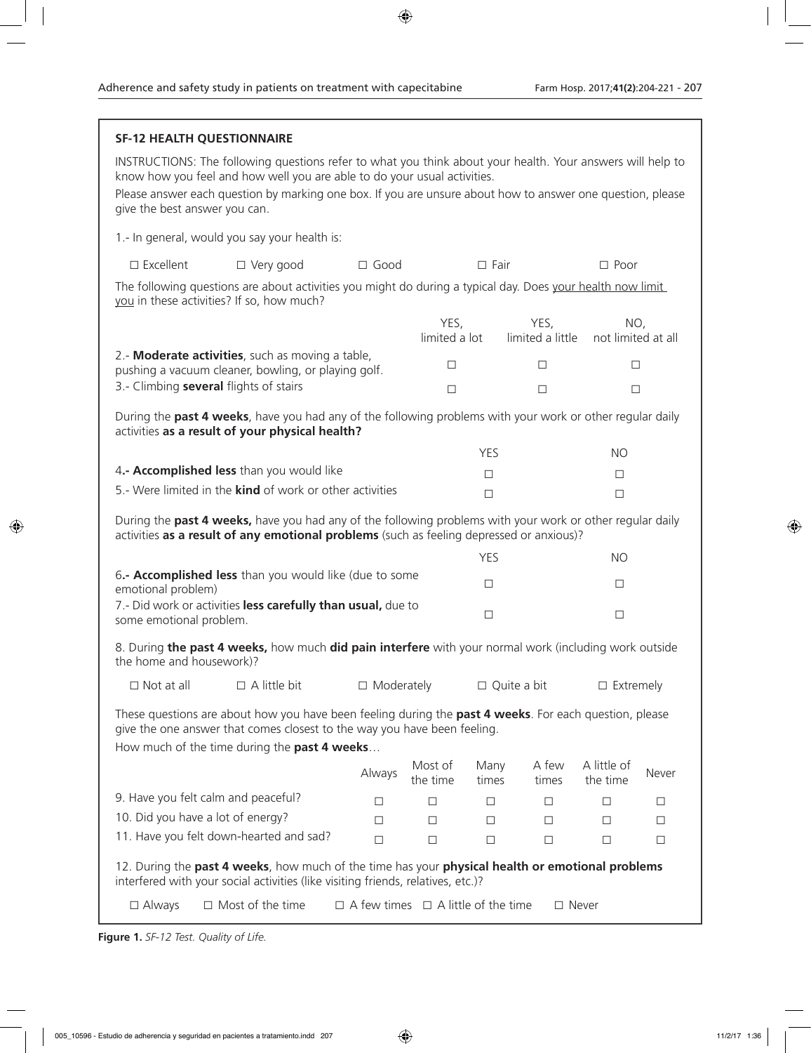## SF-12 HEALTH QUESTIONNAIRE

INSTRUCTIONS: The following questions refer to what you think about your health. Your answers will help to know how you feel and how well you are able to do your usual activities.

Please answer each question by marking one box. If you are unsure about how to answer one question, please give the best answer you can.

1.- In general, would you say your health is:

☐ Excellent ☐ Very good ☐ Good ☐ Fair ☐ Poor

The following questions are about activities you might do during a typical day. Does your health now limit you in these activities? If so, how much?

| | YES, limited a lot | YES, limited a little | NO, not limited at all |
|---|---|---|---|
| 2.- **Moderate activities**, such as moving a table, pushing a vacuum cleaner, bowling, or playing golf. | ☐ | ☐ | ☐ |
| 3.- Climbing **several** flights of stairs | ☐ | ☐ | ☐ |

During the **past 4 weeks**, have you had any of the following problems with your work or other regular daily activities **as a result of your physical health?**

| | YES | NO |
|---|---|---|
| 4.- **Accomplished less** than you would like | ☐ | ☐ |
| 5.- Were limited in the **kind** of work or other activities | ☐ | ☐ |

During the **past 4 weeks,** have you had any of the following problems with your work or other regular daily activities **as a result of any emotional problems** (such as feeling depressed or anxious)?

| | YES | NO |
|---|---|---|
| 6.- **Accomplished less** than you would like (due to some emotional problem) | ☐ | ☐ |
| 7.- Did work or activities **less carefully than usual,** due to some emotional problem. | ☐ | ☐ |

8. During **the past 4 weeks,** how much **did pain interfere** with your normal work (including work outside the home and housework)?

☐ Not at all ☐ A little bit ☐ Moderately ☐ Quite a bit ☐ Extremely

These questions are about how you have been feeling during the **past 4 weeks**. For each question, please give the one answer that comes closest to the way you have been feeling.

How much of the time during the **past 4 weeks**…

| | Always | Most of the time | Many times | A few times | A little of the time | Never |
|---|---|---|---|---|---|---|
| 9. Have you felt calm and peaceful? | ☐ | ☐ | ☐ | ☐ | ☐ | ☐ |
| 10. Did you have a lot of energy? | ☐ | ☐ | ☐ | ☐ | ☐ | ☐ |
| 11. Have you felt down-hearted and sad? | ☐ | ☐ | ☐ | ☐ | ☐ | ☐ |

12. During the **past 4 weeks**, how much of the time has your **physical health or emotional problems** interfered with your social activities (like visiting friends, relatives, etc.)?

☐ Always ☐ Most of the time ☐ A few times ☐ A little of the time ☐ Never

**Figure 1.** *SF-12 Test. Quality of Life.*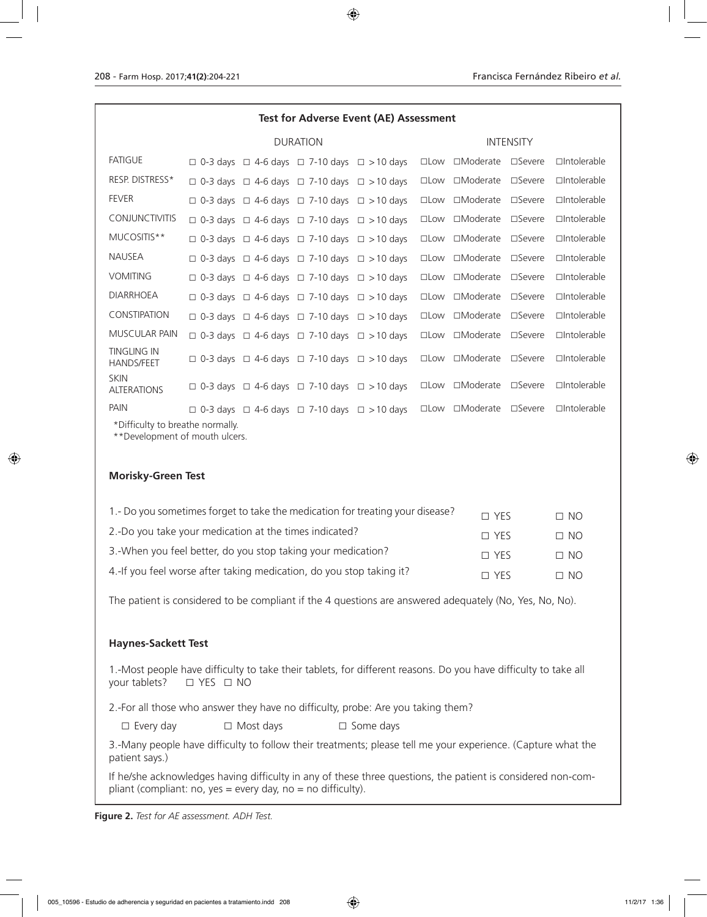**Test for Adverse Event (AE) Assessment**

| | DURATION | | | | INTENSITY | | | |
|---|---|---|---|---|---|---|---|---|
| FATIGUE | □ 0-3 days | □ 4-6 days | □ 7-10 days | □ >10 days | □Low | □Moderate | □Severe | □Intolerable |
| RESP. DISTRESS* | □ 0-3 days | □ 4-6 days | □ 7-10 days | □ >10 days | □Low | □Moderate | □Severe | □Intolerable |
| FEVER | □ 0-3 days | □ 4-6 days | □ 7-10 days | □ >10 days | □Low | □Moderate | □Severe | □Intolerable |
| CONJUNCTIVITIS | □ 0-3 days | □ 4-6 days | □ 7-10 days | □ >10 days | □Low | □Moderate | □Severe | □Intolerable |
| MUCOSITIS** | □ 0-3 days | □ 4-6 days | □ 7-10 days | □ >10 days | □Low | □Moderate | □Severe | □Intolerable |
| NAUSEA | □ 0-3 days | □ 4-6 days | □ 7-10 days | □ >10 days | □Low | □Moderate | □Severe | □Intolerable |
| VOMITING | □ 0-3 days | □ 4-6 days | □ 7-10 days | □ >10 days | □Low | □Moderate | □Severe | □Intolerable |
| DIARRHOEA | □ 0-3 days | □ 4-6 days | □ 7-10 days | □ >10 days | □Low | □Moderate | □Severe | □Intolerable |
| CONSTIPATION | □ 0-3 days | □ 4-6 days | □ 7-10 days | □ >10 days | □Low | □Moderate | □Severe | □Intolerable |
| MUSCULAR PAIN | □ 0-3 days | □ 4-6 days | □ 7-10 days | □ >10 days | □Low | □Moderate | □Severe | □Intolerable |
| TINGLING IN HANDS/FEET | □ 0-3 days | □ 4-6 days | □ 7-10 days | □ >10 days | □Low | □Moderate | □Severe | □Intolerable |
| SKIN ALTERATIONS | □ 0-3 days | □ 4-6 days | □ 7-10 days | □ >10 days | □Low | □Moderate | □Severe | □Intolerable |
| PAIN | □ 0-3 days | □ 4-6 days | □ 7-10 days | □ >10 days | □Low | □Moderate | □Severe | □Intolerable |

*Difficulty to breathe normally.
**Development of mouth ulcers.

**Morisky-Green Test**

| | | |
|---|---|---|
| 1.- Do you sometimes forget to take the medication for treating your disease? | □ YES | □ NO |
| 2.-Do you take your medication at the times indicated? | □ YES | □ NO |
| 3.-When you feel better, do you stop taking your medication? | □ YES | □ NO |
| 4.-If you feel worse after taking medication, do you stop taking it? | □ YES | □ NO |

The patient is considered to be compliant if the 4 questions are answered adequately (No, Yes, No, No).

**Haynes-Sackett Test**

1.-Most people have difficulty to take their tablets, for different reasons. Do you have difficulty to take all your tablets? □ YES □ NO

2.-For all those who answer they have no difficulty, probe: Are you taking them?

□ Every day □ Most days □ Some days

3.-Many people have difficulty to follow their treatments; please tell me your experience. (Capture what the patient says.)

If he/she acknowledges having difficulty in any of these three questions, the patient is considered non-compliant (compliant: no, yes = every day, no = no difficulty).

**Figure 2.** *Test for AE assessment. ADH Test.*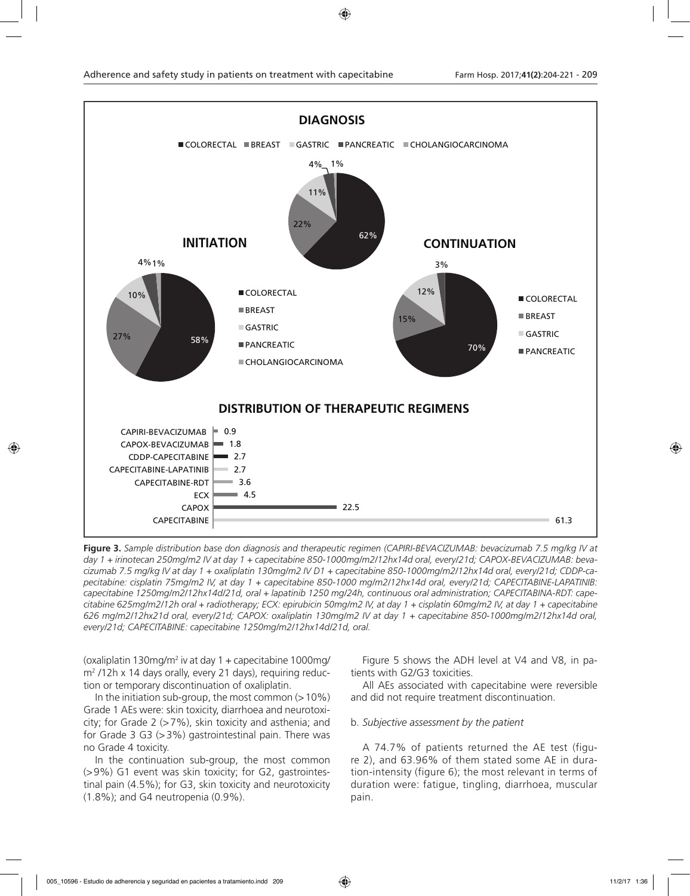**Figure 3.** *Sample distribution base don diagnosis and therapeutic regimen (CAPIRI-BEVACIZUMAB: bevacizumab 7.5 mg/kg IV at day 1 + irinotecan 250mg/m2 IV at day 1 + capecitabine 850-1000mg/m2/12hx14d oral, every/21d; CAPOX-BEVACIZUMAB: bevacizumab 7.5 mg/kg IV at day 1 + oxaliplatin 130mg/m2 IV D1 + capecitabine 850-1000mg/m2/12hx14d oral, every/21d; CDDP-capecitabine: cisplatin 75mg/m2 IV, at day 1 + capecitabine 850-1000 mg/m2/12hx14d oral, every/21d; CAPECITABINE-LAPATINIB: capecitabine 1250mg/m2/12hx14d/21d, oral + lapatinib 1250 mg/24h, continuous oral administration; CAPECITABINA-RDT: capecitabine 625mg/m2/12h oral + radiotherapy; ECX: epirubicin 50mg/m2 IV, at day 1 + cisplatin 60mg/m2 IV, at day 1 + capecitabine 626 mg/m2/12hx21d oral, every/21d; CAPOX: oxaliplatin 130mg/m2 IV at day 1 + capecitabine 850-1000mg/m2/12hx14d oral, every/21d; CAPECITABINE: capecitabine 1250mg/m2/12hx14d/21d, oral.*

(oxaliplatin 130mg/m$^2$ iv at day 1 + capecitabine 1000mg/m$^2$ /12h x 14 days orally, every 21 days), requiring reduction or temporary discontinuation of oxaliplatin.

In the initiation sub-group, the most common (>10%) Grade 1 AEs were: skin toxicity, diarrhoea and neurotoxicity; for Grade 2 (>7%), skin toxicity and asthenia; and for Grade 3 G3 (>3%) gastrointestinal pain. There was no Grade 4 toxicity.

In the continuation sub-group, the most common (>9%) G1 event was skin toxicity; for G2, gastrointestinal pain (4.5%); for G3, skin toxicity and neurotoxicity (1.8%); and G4 neutropenia (0.9%).

Figure 5 shows the ADH level at V4 and V8, in patients with G2/G3 toxicities.

All AEs associated with capecitabine were reversible and did not require treatment discontinuation.

b. *Subjective assessment by the patient*

A 74.7% of patients returned the AE test (figure 2), and 63.96% of them stated some AE in duration-intensity (figure 6); the most relevant in terms of duration were: fatigue, tingling, diarrhoea, muscular pain.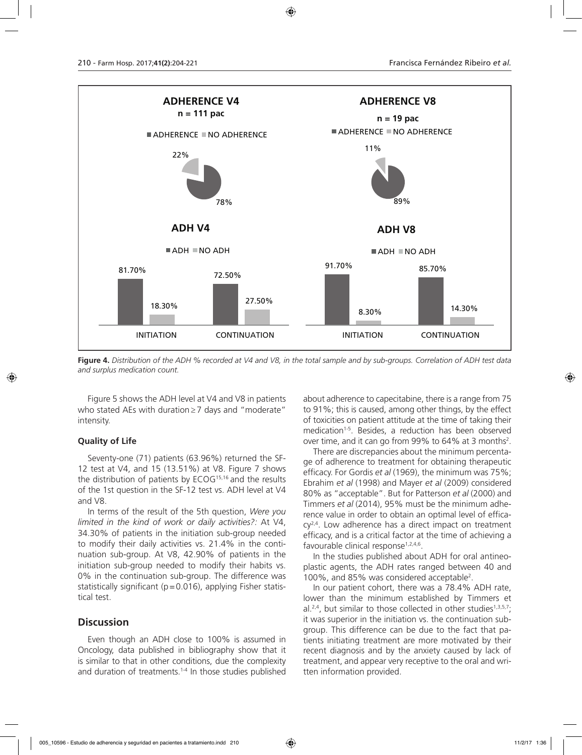**Figure 4.** *Distribution of the ADH % recorded at V4 and V8, in the total sample and by sub-groups. Correlation of ADH test data and surplus medication count.*

Figure 5 shows the ADH level at V4 and V8 in patients who stated AEs with duration ≥ 7 days and "moderate" intensity.

### Quality of Life

Seventy-one (71) patients (63.96%) returned the SF-12 test at V4, and 15 (13.51%) at V8. Figure 7 shows the distribution of patients by ECOG[15,16] and the results of the 1st question in the SF-12 test vs. ADH level at V4 and V8.

In terms of the result of the 5th question, *Were you limited in the kind of work or daily activities?:* At V4, 34.30% of patients in the initiation sub-group needed to modify their daily activities vs. 21.4% in the continuation sub-group. At V8, 42.90% of patients in the initiation sub-group needed to modify their habits vs. 0% in the continuation sub-group. The difference was statistically significant (p = 0.016), applying Fisher statistical test.

## Discussion

Even though an ADH close to 100% is assumed in Oncology, data published in bibliography show that it is similar to that in other conditions, due the complexity and duration of treatments.[1-4] In those studies published about adherence to capecitabine, there is a range from 75 to 91%; this is caused, among other things, by the effect of toxicities on patient attitude at the time of taking their medication[1-5]. Besides, a reduction has been observed over time, and it can go from 99% to 64% at 3 months[2].

There are discrepancies about the minimum percentage of adherence to treatment for obtaining therapeutic efficacy. For Gordis *et al* (1969), the minimum was 75%; Ebrahim *et al* (1998) and Mayer *et al* (2009) considered 80% as "acceptable". But for Patterson *et al* (2000) and Timmers *et al* (2014), 95% must be the minimum adherence value in order to obtain an optimal level of efficacy[2,4]. Low adherence has a direct impact on treatment efficacy, and is a critical factor at the time of achieving a favourable clinical response[1,2,4,6].

In the studies published about ADH for oral antineoplastic agents, the ADH rates ranged between 40 and 100%, and 85% was considered acceptable[2].

In our patient cohort, there was a 78.4% ADH rate, lower than the minimum established by Timmers et al.[2,4], but similar to those collected in other studies[1,3,5,7]; it was superior in the initiation vs. the continuation sub-group. This difference can be due to the fact that patients initiating treatment are more motivated by their recent diagnosis and by the anxiety caused by lack of treatment, and appear very receptive to the oral and written information provided.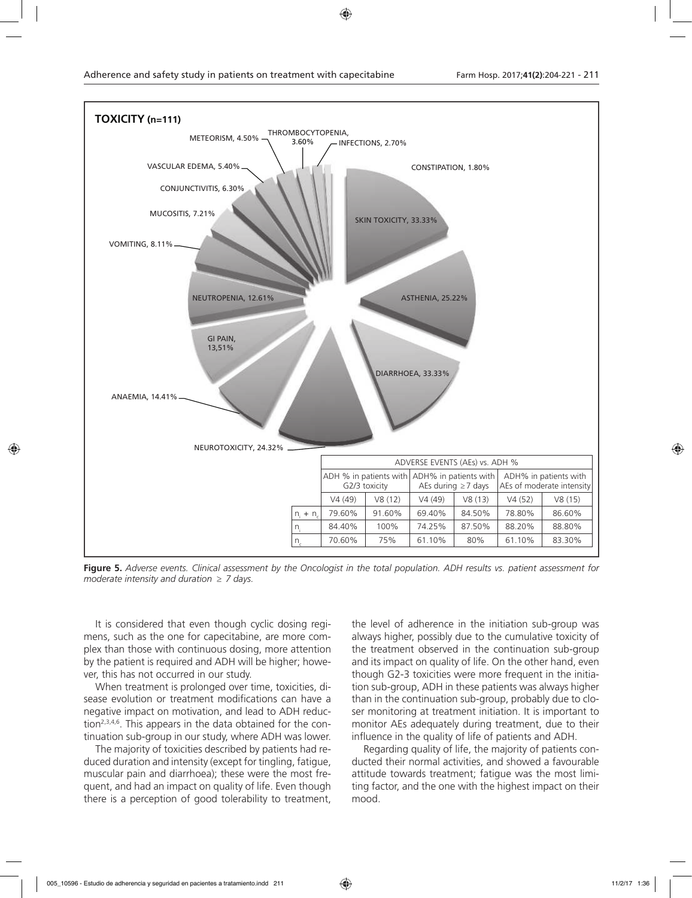**TOXICITY (n=111)**

SKIN TOXICITY, 33.33%
ASTHENIA, 25.22%
DIARRHOEA, 33.33%
NEUROTOXICITY, 24.32%
ANAEMIA, 14.41%
GI PAIN, 13,51%
NEUTROPENIA, 12.61%
VOMITING, 8.11%
MUCOSITIS, 7.21%
CONJUNCTIVITIS, 6.30%
VASCULAR EDEMA, 5.40%
METEORISM, 4.50%
THROMBOCYTOPENIA, 3.60%
INFECTIONS, 2.70%
CONSTIPATION, 1.80%

| | ADVERSE EVENTS (AEs) vs. ADH % | | | | | |
|---|---|---|---|---|---|---|
| | ADH % in patients with G2/3 toxicity | | ADH% in patients with AEs during ≥7 days | | ADH% in patients with AEs of moderate intensity | |
| | V4 (49) | V8 (12) | V4 (49) | V8 (13) | V4 (52) | V8 (15) |
| $n_i + n_c$ | 79.60% | 91.60% | 69.40% | 84.50% | 78.80% | 86.60% |
| $n_i$ | 84.40% | 100% | 74.25% | 87.50% | 88.20% | 88.80% |
| $n_c$ | 70.60% | 75% | 61.10% | 80% | 61.10% | 83.30% |

**Figure 5.** *Adverse events. Clinical assessment by the Oncologist in the total population. ADH results vs. patient assessment for moderate intensity and duration ≥ 7 days.*

It is considered that even though cyclic dosing regimens, such as the one for capecitabine, are more complex than those with continuous dosing, more attention by the patient is required and ADH will be higher; however, this has not occurred in our study.

When treatment is prolonged over time, toxicities, disease evolution or treatment modifications can have a negative impact on motivation, and lead to ADH reduction[2,3,4,6]. This appears in the data obtained for the continuation sub-group in our study, where ADH was lower.

The majority of toxicities described by patients had reduced duration and intensity (except for tingling, fatigue, muscular pain and diarrhoea); these were the most frequent, and had an impact on quality of life. Even though there is a perception of good tolerability to treatment, the level of adherence in the initiation sub-group was always higher, possibly due to the cumulative toxicity of the treatment observed in the continuation sub-group and its impact on quality of life. On the other hand, even though G2-3 toxicities were more frequent in the initiation sub-group, ADH in these patients was always higher than in the continuation sub-group, probably due to closer monitoring at treatment initiation. It is important to monitor AEs adequately during treatment, due to their influence in the quality of life of patients and ADH.

Regarding quality of life, the majority of patients conducted their normal activities, and showed a favourable attitude towards treatment; fatigue was the most limiting factor, and the one with the highest impact on their mood.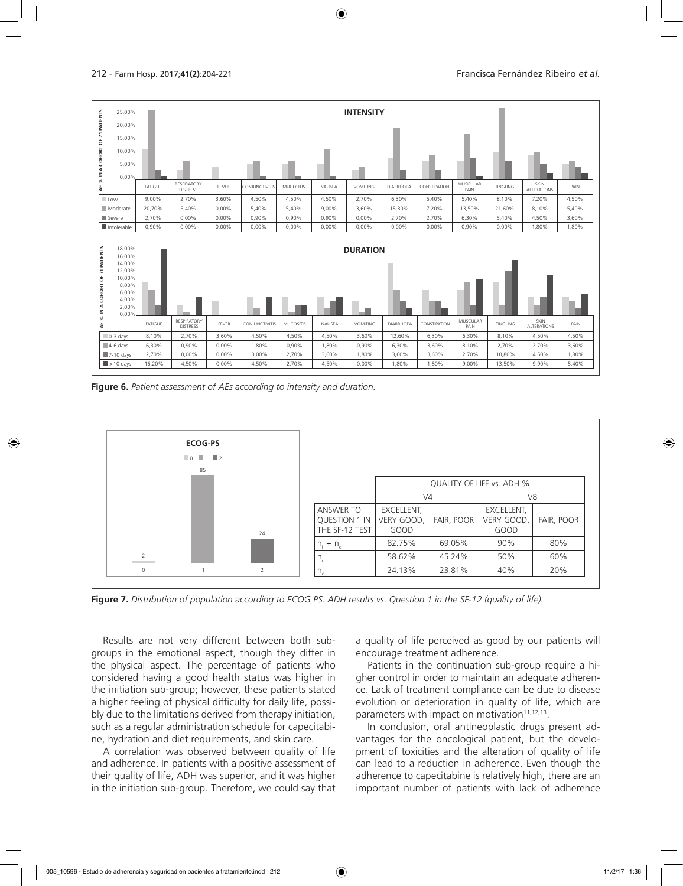**INTENSITY**

| | FATIGUE | RESPIRATORY DISTRESS | FEVER | CONJUNCTIVITIS | MUCOSITIS | NAUSEA | VOMITING | DIARRHOEA | CONSTIPATION | MUSCULAR PAIN | TINGLING | SKIN ALTERATIONS | PAIN |
|---|---|---|---|---|---|---|---|---|---|---|---|---|---|
| Low | 9,00% | 2,70% | 3,60% | 4,50% | 4,50% | 4,50% | 2,70% | 6,30% | 5,40% | 5,40% | 8,10% | 7,20% | 4,50% |
| Moderate | 20,70% | 5,40% | 0,00% | 5,40% | 5,40% | 9,00% | 3,60% | 15,30% | 7,20% | 13,50% | 21,60% | 8,10% | 5,40% |
| Severe | 2,70% | 0,00% | 0,00% | 0,90% | 0,90% | 0,90% | 0,00% | 2,70% | 2,70% | 6,30% | 5,40% | 4,50% | 3,60% |
| Intolerable | 0,90% | 0,00% | 0,00% | 0,00% | 0,00% | 0,00% | 0,00% | 0,00% | 0,00% | 0,90% | 0,00% | 1,80% | 1,80% |

**DURATION**

| | FATIGUE | RESPIRATORY DISTRESS | FEVER | CONJUNCTIVITIS | MUCOSITIS | NAUSEA | VOMITING | DIARRHOEA | CONSTIPATION | MUSCULAR PAIN | TINGLING | SKIN ALTERATIONS | PAIN |
|---|---|---|---|---|---|---|---|---|---|---|---|---|---|
| 0-3 days | 8,10% | 2,70% | 3,60% | 4,50% | 4,50% | 4,50% | 3,60% | 12,60% | 6,30% | 6,30% | 8,10% | 4,50% | 4,50% |
| 4-6 days | 6,30% | 0,90% | 0,00% | 1,80% | 0,90% | 1,80% | 0,90% | 6,30% | 3,60% | 8,10% | 2,70% | 2,70% | 3,60% |
| 7-10 days | 2,70% | 0,00% | 0,00% | 0,00% | 2,70% | 3,60% | 1,80% | 3,60% | 3,60% | 2,70% | 10,80% | 4,50% | 1,80% |
| >10 days | 16,20% | 4,50% | 0,00% | 4,50% | 2,70% | 4,50% | 0,00% | 1,80% | 1,80% | 9,00% | 13,50% | 9,90% | 5,40% |

**Figure 6.** *Patient assessment of AEs according to intensity and duration.*

**ECOG-PS**

| ECOG-PS | 0 | 1 | 2 |
|---|---|---|---|
| Patients | 2 | 85 | 24 |

| QUALITY OF LIFE vs. ADH % | V4 | | V8 | |
|---|---|---|---|---|
| ANSWER TO QUESTION 1 IN THE SF-12 TEST | EXCELLENT, VERY GOOD, GOOD | FAIR, POOR | EXCELLENT, VERY GOOD, GOOD | FAIR, POOR |
| $n_i + n_c$ | 82.75% | 69.05% | 90% | 80% |
| $n_i$ | 58.62% | 45.24% | 50% | 60% |
| $n_c$ | 24.13% | 23.81% | 40% | 20% |

**Figure 7.** *Distribution of population according to ECOG PS. ADH results vs. Question 1 in the SF-12 (quality of life).*

Results are not very different between both sub-groups in the emotional aspect, though they differ in the physical aspect. The percentage of patients who considered having a good health status was higher in the initiation sub-group; however, these patients stated a higher feeling of physical difficulty for daily life, possibly due to the limitations derived from therapy initiation, such as a regular administration schedule for capecitabine, hydration and diet requirements, and skin care.

A correlation was observed between quality of life and adherence. In patients with a positive assessment of their quality of life, ADH was superior, and it was higher in the initiation sub-group. Therefore, we could say that a quality of life perceived as good by our patients will encourage treatment adherence.

Patients in the continuation sub-group require a higher control in order to maintain an adequate adherence. Lack of treatment compliance can be due to disease evolution or deterioration in quality of life, which are parameters with impact on motivation[11,12,13].

In conclusion, oral antineoplastic drugs present advantages for the oncological patient, but the development of toxicities and the alteration of quality of life can lead to a reduction in adherence. Even though the adherence to capecitabine is relatively high, there are an important number of patients with lack of adherence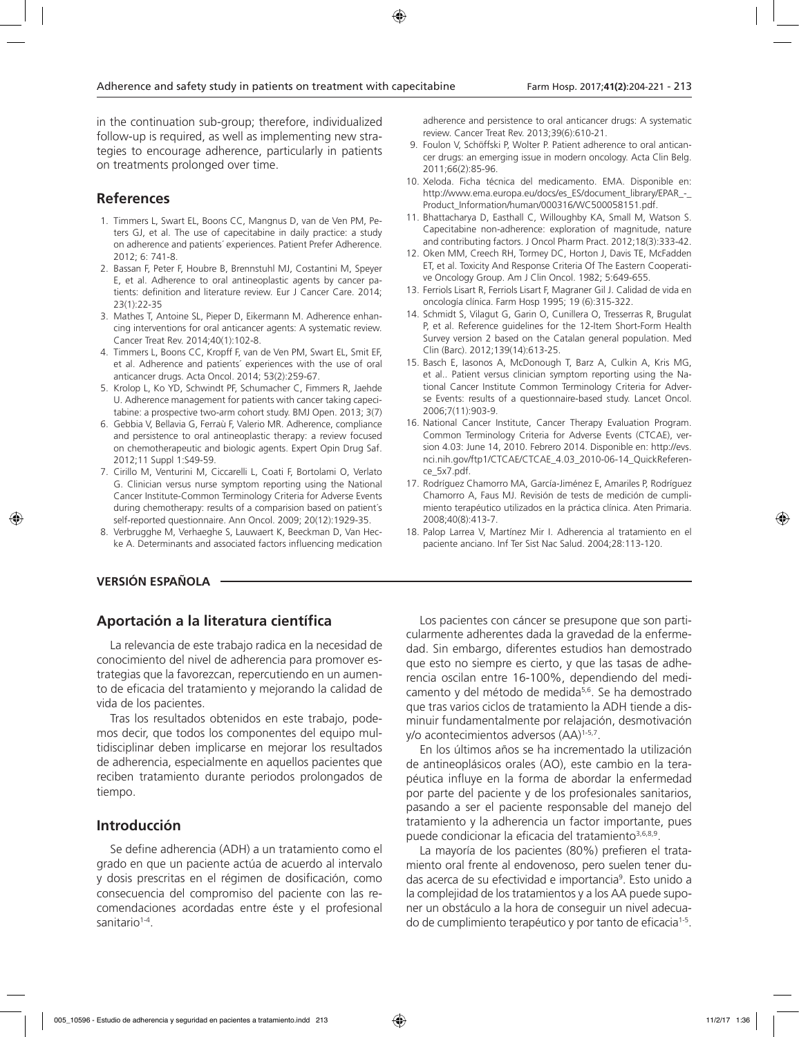in the continuation sub-group; therefore, individualized follow-up is required, as well as implementing new strategies to encourage adherence, particularly in patients on treatments prolonged over time.

## References

1. Timmers L, Swart EL, Boons CC, Mangnus D, van de Ven PM, Peters GJ, et al. The use of capecitabine in daily practice: a study on adherence and patients´ experiences. Patient Prefer Adherence. 2012; 6: 741-8.
2. Bassan F, Peter F, Houbre B, Brennstuhl MJ, Costantini M, Speyer E, et al. Adherence to oral antineoplastic agents by cancer patients: definition and literature review. Eur J Cancer Care. 2014; 23(1):22-35
3. Mathes T, Antoine SL, Pieper D, Eikermann M. Adherence enhancing interventions for oral anticancer agents: A systematic review. Cancer Treat Rev. 2014;40(1):102-8.
4. Timmers L, Boons CC, Kropff F, van de Ven PM, Swart EL, Smit EF, et al. Adherence and patients´ experiences with the use of oral anticancer drugs. Acta Oncol. 2014; 53(2):259-67.
5. Krolop L, Ko YD, Schwindt PF, Schumacher C, Fimmers R, Jaehde U. Adherence management for patients with cancer taking capecitabine: a prospective two-arm cohort study. BMJ Open. 2013; 3(7)
6. Gebbia V, Bellavia G, Ferraù F, Valerio MR. Adherence, compliance and persistence to oral antineoplastic therapy: a review focused on chemotherapeutic and biologic agents. Expert Opin Drug Saf. 2012;11 Suppl 1:S49-59.
7. Cirillo M, Venturini M, Ciccarelli L, Coati F, Bortolami O, Verlato G. Clinician versus nurse symptom reporting using the National Cancer Institute-Common Terminology Criteria for Adverse Events during chemotherapy: results of a comparision based on patient´s self-reported questionnaire. Ann Oncol. 2009; 20(12):1929-35.
8. Verbrugghe M, Verhaeghe S, Lauwaert K, Beeckman D, Van Hecke A. Determinants and associated factors influencing medication adherence and persistence to oral anticancer drugs: A systematic review. Cancer Treat Rev. 2013;39(6):610-21.
9. Foulon V, Schöffski P, Wolter P. Patient adherence to oral anticancer drugs: an emerging issue in modern oncology. Acta Clin Belg. 2011;66(2):85-96.
10. Xeloda. Ficha técnica del medicamento. EMA. Disponible en: http://www.ema.europa.eu/docs/es_ES/document_library/EPAR_-_Product_Information/human/000316/WC500058151.pdf.
11. Bhattacharya D, Easthall C, Willoughby KA, Small M, Watson S. Capecitabine non-adherence: exploration of magnitude, nature and contributing factors. J Oncol Pharm Pract. 2012;18(3):333-42.
12. Oken MM, Creech RH, Tormey DC, Horton J, Davis TE, McFadden ET, et al. Toxicity And Response Criteria Of The Eastern Cooperative Oncology Group. Am J Clin Oncol. 1982; 5:649-655.
13. Ferriols Lisart R, Ferriols Lisart F, Magraner Gil J. Calidad de vida en oncología clínica. Farm Hosp 1995; 19 (6):315-322.
14. Schmidt S, Vilagut G, Garin O, Cunillera O, Tresserras R, Brugulat P, et al. Reference guidelines for the 12-Item Short-Form Health Survey version 2 based on the Catalan general population. Med Clin (Barc). 2012;139(14):613-25.
15. Basch E, Iasonos A, McDonough T, Barz A, Culkin A, Kris MG, et al.. Patient versus clinician symptom reporting using the National Cancer Institute Common Terminology Criteria for Adverse Events: results of a questionnaire-based study. Lancet Oncol. 2006;7(11):903-9.
16. National Cancer Institute, Cancer Therapy Evaluation Program. Common Terminology Criteria for Adverse Events (CTCAE), version 4.03: June 14, 2010. Febrero 2014. Disponible en: http://evs.nci.nih.gov/ftp1/CTCAE/CTCAE_4.03_2010-06-14_QuickReference_5x7.pdf.
17. Rodríguez Chamorro MA, García-Jiménez E, Amariles P, Rodríguez Chamorro A, Faus MJ. Revisión de tests de medición de cumplimiento terapéutico utilizados en la práctica clínica. Aten Primaria. 2008;40(8):413-7.
18. Palop Larrea V, Martínez Mir I. Adherencia al tratamiento en el paciente anciano. Inf Ter Sist Nac Salud. 2004;28:113-120.

**VERSIÓN ESPAÑOLA**

## Aportación a la literatura científica

La relevancia de este trabajo radica en la necesidad de conocimiento del nivel de adherencia para promover estrategias que la favorezcan, repercutiendo en un aumento de eficacia del tratamiento y mejorando la calidad de vida de los pacientes.

Tras los resultados obtenidos en este trabajo, podemos decir, que todos los componentes del equipo multidisciplinar deben implicarse en mejorar los resultados de adherencia, especialmente en aquellos pacientes que reciben tratamiento durante periodos prolongados de tiempo.

## Introducción

Se define adherencia (ADH) a un tratamiento como el grado en que un paciente actúa de acuerdo al intervalo y dosis prescritas en el régimen de dosificación, como consecuencia del compromiso del paciente con las recomendaciones acordadas entre éste y el profesional sanitario[1-4].

Los pacientes con cáncer se presupone que son particularmente adherentes dada la gravedad de la enfermedad. Sin embargo, diferentes estudios han demostrado que esto no siempre es cierto, y que las tasas de adherencia oscilan entre 16-100%, dependiendo del medicamento y del método de medida[5,6]. Se ha demostrado que tras varios ciclos de tratamiento la ADH tiende a disminuir fundamentalmente por relajación, desmotivación y/o acontecimientos adversos (AA)[1-5,7].

En los últimos años se ha incrementado la utilización de antineoplásicos orales (AO), este cambio en la terapéutica influye en la forma de abordar la enfermedad por parte del paciente y de los profesionales sanitarios, pasando a ser el paciente responsable del manejo del tratamiento y la adherencia un factor importante, pues puede condicionar la eficacia del tratamiento[3,6,8,9].

La mayoría de los pacientes (80%) prefieren el tratamiento oral frente al endovenoso, pero suelen tener dudas acerca de su efectividad e importancia[9]. Esto unido a la complejidad de los tratamientos y a los AA puede suponer un obstáculo a la hora de conseguir un nivel adecuado de cumplimiento terapéutico y por tanto de eficacia[1-5].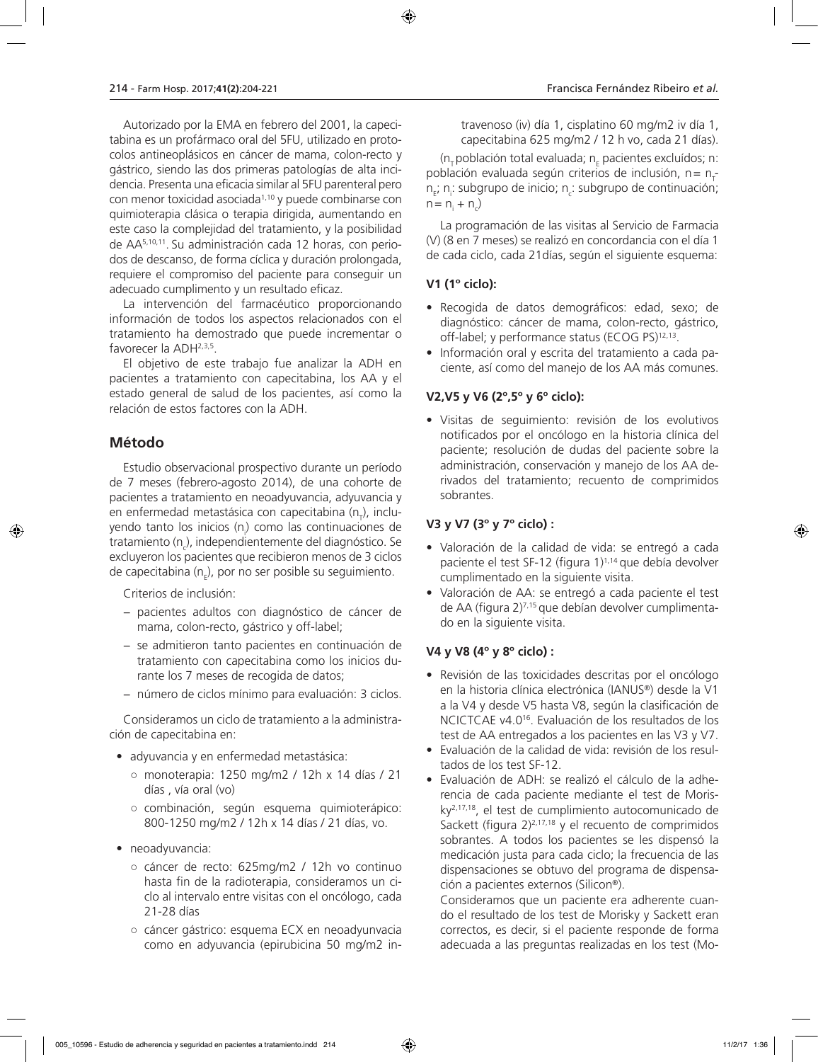Autorizado por la EMA en febrero del 2001, la capecitabina es un profármaco oral del 5FU, utilizado en protocolos antineoplásicos en cáncer de mama, colon-recto y gástrico, siendo las dos primeras patologías de alta incidencia. Presenta una eficacia similar al 5FU parenteral pero con menor toxicidad asociada[1,10] y puede combinarse con quimioterapia clásica o terapia dirigida, aumentando en este caso la complejidad del tratamiento, y la posibilidad de AA[5,10,11]. Su administración cada 12 horas, con periodos de descanso, de forma cíclica y duración prolongada, requiere el compromiso del paciente para conseguir un adecuado cumplimento y un resultado eficaz.

La intervención del farmacéutico proporcionando información de todos los aspectos relacionados con el tratamiento ha demostrado que puede incrementar o favorecer la ADH[2,3,5].

El objetivo de este trabajo fue analizar la ADH en pacientes a tratamiento con capecitabina, los AA y el estado general de salud de los pacientes, así como la relación de estos factores con la ADH.

## Método

Estudio observacional prospectivo durante un período de 7 meses (febrero-agosto 2014), de una cohorte de pacientes a tratamiento en neoadyuvancia, adyuvancia y en enfermedad metastásica con capecitabina ($n_T$), incluyendo tanto los inicios ($n_i$) como las continuaciones de tratamiento ($n_c$), independientemente del diagnóstico. Se excluyeron los pacientes que recibieron menos de 3 ciclos de capecitabina ($n_E$), por no ser posible su seguimiento.

Criterios de inclusión:

- pacientes adultos con diagnóstico de cáncer de mama, colon-recto, gástrico y off-label;
- se admitieron tanto pacientes en continuación de tratamiento con capecitabina como los inicios durante los 7 meses de recogida de datos;
- número de ciclos mínimo para evaluación: 3 ciclos.

Consideramos un ciclo de tratamiento a la administración de capecitabina en:

- adyuvancia y en enfermedad metastásica:
  - monoterapia: 1250 mg/m2 / 12h x 14 días / 21 días , vía oral (vo)
  - combinación, según esquema quimioterápico: 800-1250 mg/m2 / 12h x 14 días / 21 días, vo.
- neoadyuvancia:
  - cáncer de recto: 625mg/m2 / 12h vo continuo hasta fin de la radioterapia, consideramos un ciclo al intervalo entre visitas con el oncólogo, cada 21-28 días
  - cáncer gástrico: esquema ECX en neoadyunvacia como en adyuvancia (epirubicina 50 mg/m2 intravenoso (iv) día 1, cisplatino 60 mg/m2 iv día 1, capecitabina 625 mg/m2 / 12 h vo, cada 21 días).

($n_T$ población total evaluada; $n_E$ pacientes excluídos; n: población evaluada según criterios de inclusión, $n = n_T - n_E$; $n_i$: subgrupo de inicio; $n_c$: subgrupo de continuación; $n = n_i + n_c$)

La programación de las visitas al Servicio de Farmacia (V) (8 en 7 meses) se realizó en concordancia con el día 1 de cada ciclo, cada 21días, según el siguiente esquema:

### V1 (1º ciclo):

- Recogida de datos demográficos: edad, sexo; de diagnóstico: cáncer de mama, colon-recto, gástrico, off-label; y performance status (ECOG PS)[12,13].
- Información oral y escrita del tratamiento a cada paciente, así como del manejo de los AA más comunes.

### V2,V5 y V6 (2º,5º y 6º ciclo):

- Visitas de seguimiento: revisión de los evolutivos notificados por el oncólogo en la historia clínica del paciente; resolución de dudas del paciente sobre la administración, conservación y manejo de los AA derivados del tratamiento; recuento de comprimidos sobrantes.

### V3 y V7 (3º y 7º ciclo) :

- Valoración de la calidad de vida: se entregó a cada paciente el test SF-12 (figura 1)[1,14] que debía devolver cumplimentado en la siguiente visita.
- Valoración de AA: se entregó a cada paciente el test de AA (figura 2)[7,15] que debían devolver cumplimentado en la siguiente visita.

### V4 y V8 (4º y 8º ciclo) :

- Revisión de las toxicidades descritas por el oncólogo en la historia clínica electrónica (IANUS®) desde la V1 a la V4 y desde V5 hasta V8, según la clasificación de NCICTCAE v4.0[16]. Evaluación de los resultados de los test de AA entregados a los pacientes en las V3 y V7.
- Evaluación de la calidad de vida: revisión de los resultados de los test SF-12.
- Evaluación de ADH: se realizó el cálculo de la adherencia de cada paciente mediante el test de Morisky[2,17,18], el test de cumplimiento autocomunicado de Sackett (figura 2)[2,17,18] y el recuento de comprimidos sobrantes. A todos los pacientes se les dispensó la medicación justa para cada ciclo; la frecuencia de las dispensaciones se obtuvo del programa de dispensación a pacientes externos (Silicon®).

  Consideramos que un paciente era adherente cuando el resultado de los test de Morisky y Sackett eran correctos, es decir, si el paciente responde de forma adecuada a las preguntas realizadas en los test (Mo-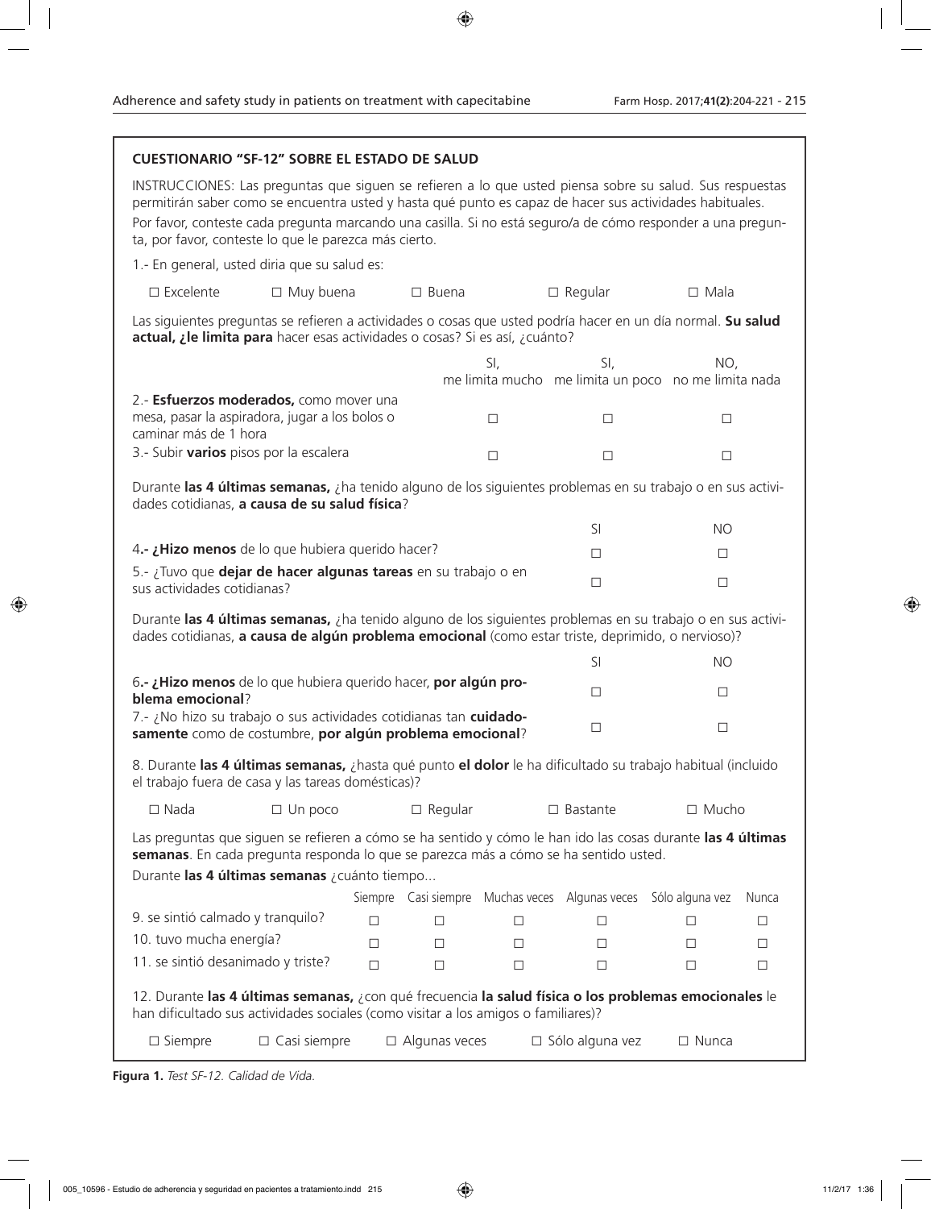**CUESTIONARIO "SF-12" SOBRE EL ESTADO DE SALUD**

INSTRUCCIONES: Las preguntas que siguen se refieren a lo que usted piensa sobre su salud. Sus respuestas permitirán saber como se encuentra usted y hasta qué punto es capaz de hacer sus actividades habituales.

Por favor, conteste cada pregunta marcando una casilla. Si no está seguro/a de cómo responder a una pregunta, por favor, conteste lo que le parezca más cierto.

1.- En general, usted diria que su salud es:

☐ Excelente ☐ Muy buena ☐ Buena ☐ Regular ☐ Mala

Las siguientes preguntas se refieren a actividades o cosas que usted podría hacer en un día normal. **Su salud actual, ¿le limita para** hacer esas actividades o cosas? Si es así, ¿cuánto?

| | SI, me limita mucho | SI, me limita un poco | NO, no me limita nada |
|---|---|---|---|
| 2.- **Esfuerzos moderados,** como mover una mesa, pasar la aspiradora, jugar a los bolos o caminar más de 1 hora | ☐ | ☐ | ☐ |
| 3.- Subir **varios** pisos por la escalera | ☐ | ☐ | ☐ |

Durante **las 4 últimas semanas,** ¿ha tenido alguno de los siguientes problemas en su trabajo o en sus actividades cotidianas, **a causa de su salud física**?

| | SI | NO |
|---|---|---|
| 4.- **¿Hizo menos** de lo que hubiera querido hacer? | ☐ | ☐ |
| 5.- ¿Tuvo que **dejar de hacer algunas tareas** en su trabajo o en sus actividades cotidianas? | ☐ | ☐ |

Durante **las 4 últimas semanas,** ¿ha tenido alguno de los siguientes problemas en su trabajo o en sus actividades cotidianas, **a causa de algún problema emocional** (como estar triste, deprimido, o nervioso)?

| | SI | NO |
|---|---|---|
| 6.- **¿Hizo menos** de lo que hubiera querido hacer, **por algún problema emocional**? | ☐ | ☐ |
| 7.- ¿No hizo su trabajo o sus actividades cotidianas tan **cuidadosamente** como de costumbre, **por algún problema emocional**? | ☐ | ☐ |

8. Durante **las 4 últimas semanas,** ¿hasta qué punto **el dolor** le ha dificultado su trabajo habitual (incluido el trabajo fuera de casa y las tareas domésticas)?

☐ Nada ☐ Un poco ☐ Regular ☐ Bastante ☐ Mucho

Las preguntas que siguen se refieren a cómo se ha sentido y cómo le han ido las cosas durante **las 4 últimas semanas**. En cada pregunta responda lo que se parezca más a cómo se ha sentido usted.

Durante **las 4 últimas semanas** ¿cuánto tiempo...

| | Siempre | Casi siempre | Muchas veces | Algunas veces | Sólo alguna vez | Nunca |
|---|---|---|---|---|---|---|
| 9. se sintió calmado y tranquilo? | ☐ | ☐ | ☐ | ☐ | ☐ | ☐ |
| 10. tuvo mucha energía? | ☐ | ☐ | ☐ | ☐ | ☐ | ☐ |
| 11. se sintió desanimado y triste? | ☐ | ☐ | ☐ | ☐ | ☐ | ☐ |

12. Durante **las 4 últimas semanas,** ¿con qué frecuencia **la salud física o los problemas emocionales** le han dificultado sus actividades sociales (como visitar a los amigos o familiares)?

☐ Siempre ☐ Casi siempre ☐ Algunas veces ☐ Sólo alguna vez ☐ Nunca

**Figura 1.** *Test SF-12. Calidad de Vida.*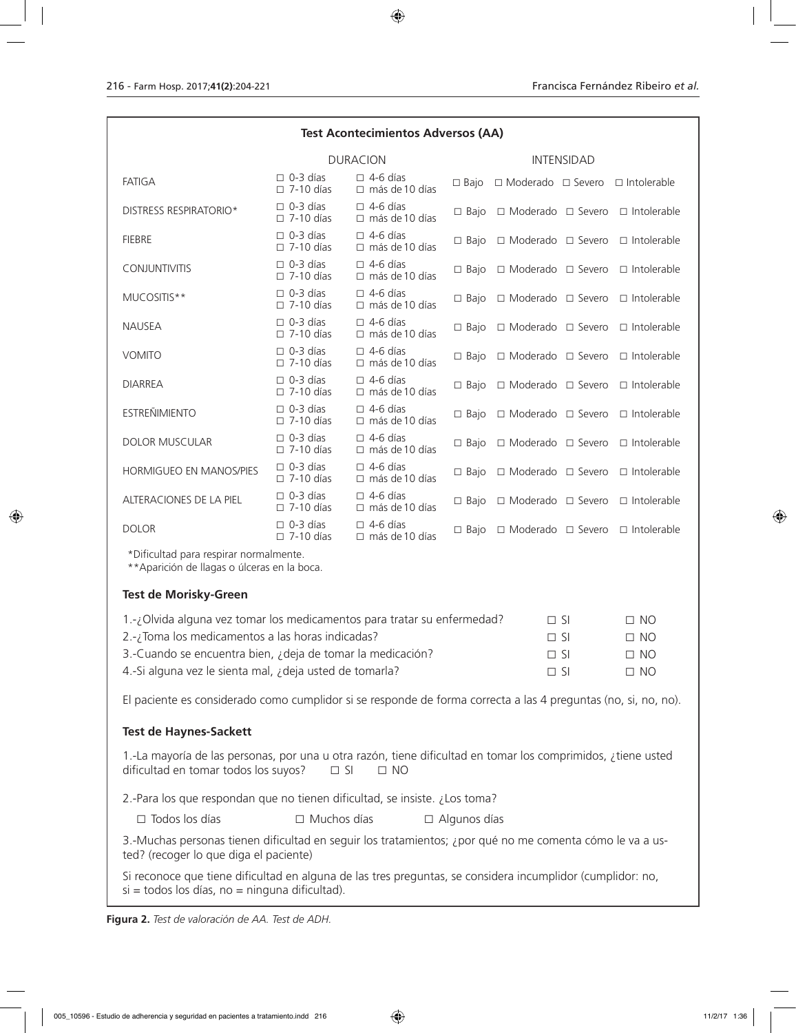### Test Acontecimientos Adversos (AA)

| | DURACION | | INTENSIDAD | | | |
|---|---|---|---|---|---|---|
| FATIGA | □ 0-3 días □ 7-10 días | □ 4-6 días □ más de 10 días | □ Bajo | □ Moderado | □ Severo | □ Intolerable |
| DISTRESS RESPIRATORIO* | □ 0-3 días □ 7-10 días | □ 4-6 días □ más de 10 días | □ Bajo | □ Moderado | □ Severo | □ Intolerable |
| FIEBRE | □ 0-3 días □ 7-10 días | □ 4-6 días □ más de 10 días | □ Bajo | □ Moderado | □ Severo | □ Intolerable |
| CONJUNTIVITIS | □ 0-3 días □ 7-10 días | □ 4-6 días □ más de 10 días | □ Bajo | □ Moderado | □ Severo | □ Intolerable |
| MUCOSITIS** | □ 0-3 días □ 7-10 días | □ 4-6 días □ más de 10 días | □ Bajo | □ Moderado | □ Severo | □ Intolerable |
| NAUSEA | □ 0-3 días □ 7-10 días | □ 4-6 días □ más de 10 días | □ Bajo | □ Moderado | □ Severo | □ Intolerable |
| VOMITO | □ 0-3 días □ 7-10 días | □ 4-6 días □ más de 10 días | □ Bajo | □ Moderado | □ Severo | □ Intolerable |
| DIARREA | □ 0-3 días □ 7-10 días | □ 4-6 días □ más de 10 días | □ Bajo | □ Moderado | □ Severo | □ Intolerable |
| ESTREÑIMIENTO | □ 0-3 días □ 7-10 días | □ 4-6 días □ más de 10 días | □ Bajo | □ Moderado | □ Severo | □ Intolerable |
| DOLOR MUSCULAR | □ 0-3 días □ 7-10 días | □ 4-6 días □ más de 10 días | □ Bajo | □ Moderado | □ Severo | □ Intolerable |
| HORMIGUEO EN MANOS/PIES | □ 0-3 días □ 7-10 días | □ 4-6 días □ más de 10 días | □ Bajo | □ Moderado | □ Severo | □ Intolerable |
| ALTERACIONES DE LA PIEL | □ 0-3 días □ 7-10 días | □ 4-6 días □ más de 10 días | □ Bajo | □ Moderado | □ Severo | □ Intolerable |
| DOLOR | □ 0-3 días □ 7-10 días | □ 4-6 días □ más de 10 días | □ Bajo | □ Moderado | □ Severo | □ Intolerable |

*Dificultad para respirar normalmente.
**Aparición de llagas o úlceras en la boca.

#### Test de Morisky-Green

| | | |
|---|---|---|
| 1.-¿Olvida alguna vez tomar los medicamentos para tratar su enfermedad? | □ SI | □ NO |
| 2.-¿Toma los medicamentos a las horas indicadas? | □ SI | □ NO |
| 3.-Cuando se encuentra bien, ¿deja de tomar la medicación? | □ SI | □ NO |
| 4.-Si alguna vez le sienta mal, ¿deja usted de tomarla? | □ SI | □ NO |

El paciente es considerado como cumplidor si se responde de forma correcta a las 4 preguntas (no, si, no, no).

#### Test de Haynes-Sackett

1.-La mayoría de las personas, por una u otra razón, tiene dificultad en tomar los comprimidos, ¿tiene usted dificultad en tomar todos los suyos? □ SI □ NO

2.-Para los que respondan que no tienen dificultad, se insiste. ¿Los toma?

□ Todos los días □ Muchos días □ Algunos días

3.-Muchas personas tienen dificultad en seguir los tratamientos; ¿por qué no me comenta cómo le va a usted? (recoger lo que diga el paciente)

Si reconoce que tiene dificultad en alguna de las tres preguntas, se considera incumplidor (cumplidor: no, si = todos los días, no = ninguna dificultad).

**Figura 2.** *Test de valoración de AA. Test de ADH.*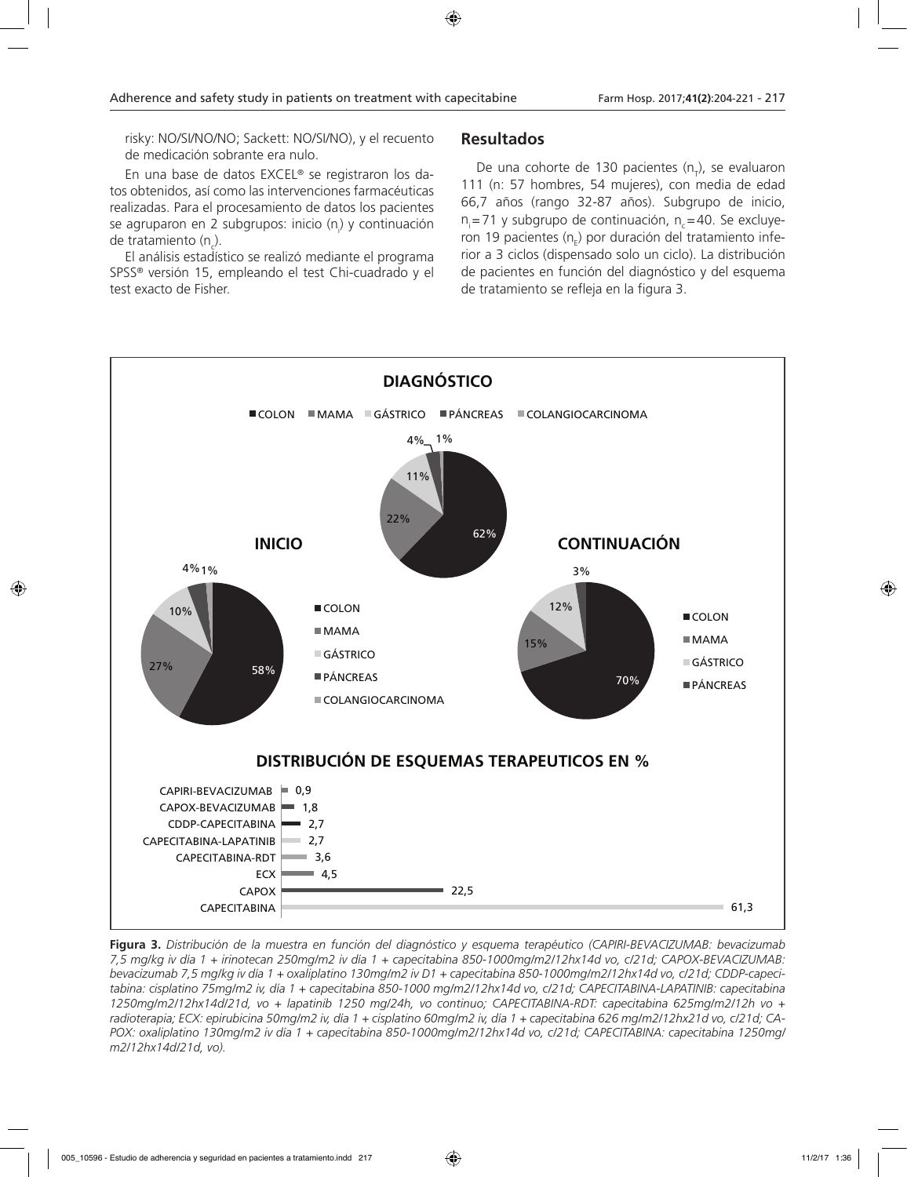risky: NO/SI/NO/NO; Sackett: NO/SI/NO), y el recuento de medicación sobrante era nulo.

En una base de datos EXCEL® se registraron los datos obtenidos, así como las intervenciones farmacéuticas realizadas. Para el procesamiento de datos los pacientes se agruparon en 2 subgrupos: inicio ($n_i$) y continuación de tratamiento ($n_c$).

El análisis estadístico se realizó mediante el programa SPSS® versión 15, empleando el test Chi-cuadrado y el test exacto de Fisher.

## Resultados

De una cohorte de 130 pacientes ($n_T$), se evaluaron 111 (n: 57 hombres, 54 mujeres), con media de edad 66,7 años (rango 32-87 años). Subgrupo de inicio, $n_i$=71 y subgrupo de continuación, $n_c$=40. Se excluyeron 19 pacientes ($n_E$) por duración del tratamiento inferior a 3 ciclos (dispensado solo un ciclo). La distribución de pacientes en función del diagnóstico y del esquema de tratamiento se refleja en la figura 3.

**Figura 3.** *Distribución de la muestra en función del diagnóstico y esquema terapéutico (CAPIRI-BEVACIZUMAB: bevacizumab 7,5 mg/kg iv día 1 + irinotecan 250mg/m2 iv día 1 + capecitabina 850-1000mg/m2/12hx14d vo, c/21d; CAPOX-BEVACIZUMAB: bevacizumab 7,5 mg/kg iv día 1 + oxaliplatino 130mg/m2 iv D1 + capecitabina 850-1000mg/m2/12hx14d vo, c/21d; CDDP-capecitabina: cisplatino 75mg/m2 iv, día 1 + capecitabina 850-1000 mg/m2/12hx14d vo, c/21d; CAPECITABINA-LAPATINIB: capecitabina 1250mg/m2/12hx14d/21d, vo + lapatinib 1250 mg/24h, vo continuo; CAPECITABINA-RDT: capecitabina 625mg/m2/12h vo + radioterapia; ECX: epirubicina 50mg/m2 iv, día 1 + cisplatino 60mg/m2 iv, día 1 + capecitabina 626 mg/m2/12hx21d vo, c/21d; CAPOX: oxaliplatino 130mg/m2 iv día 1 + capecitabina 850-1000mg/m2/12hx14d vo, c/21d; CAPECITABINA: capecitabina 1250mg/m2/12hx14d/21d, vo).*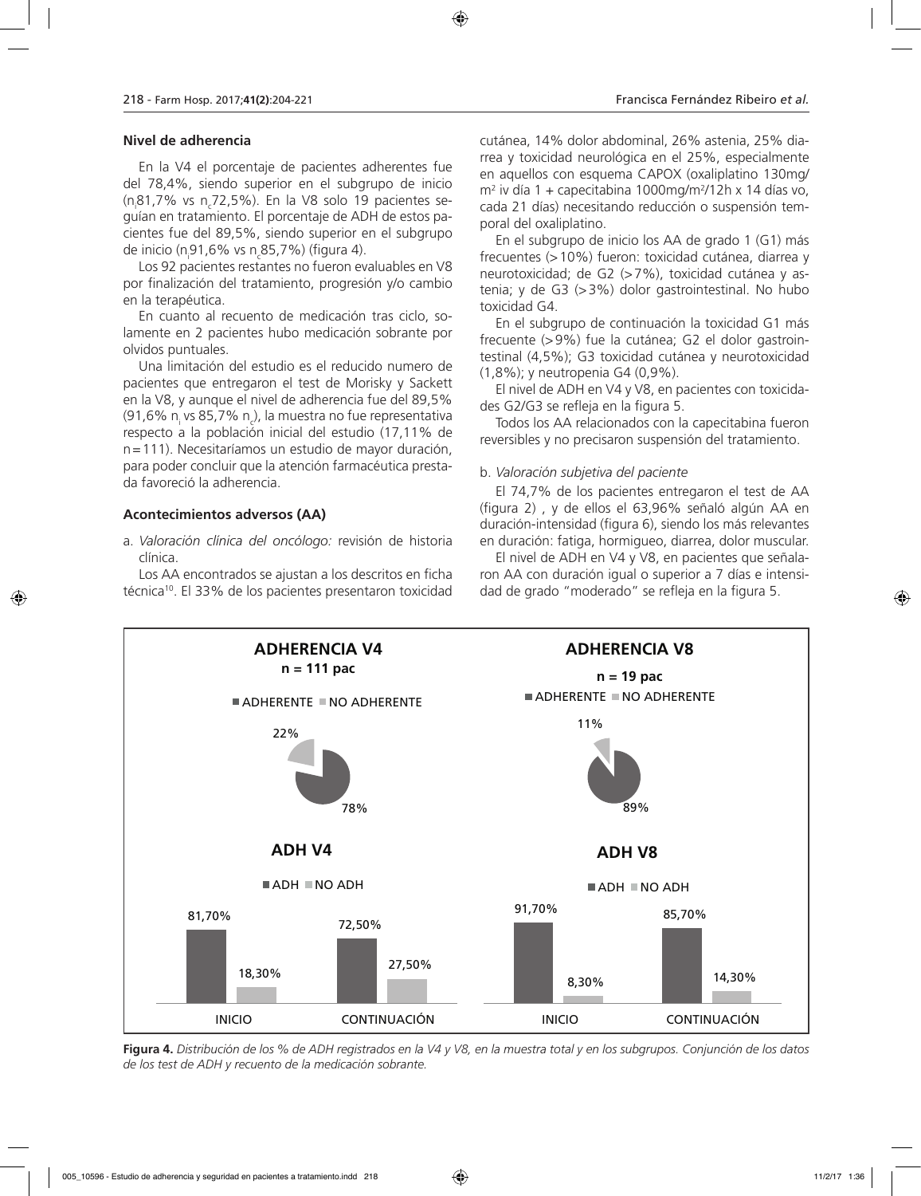### Nivel de adherencia

En la V4 el porcentaje de pacientes adherentes fue del 78,4%, siendo superior en el subgrupo de inicio ($n_i$81,7% vs $n_c$72,5%). En la V8 solo 19 pacientes seguían en tratamiento. El porcentaje de ADH de estos pacientes fue del 89,5%, siendo superior en el subgrupo de inicio ($n_i$91,6% vs $n_c$85,7%) (figura 4).

Los 92 pacientes restantes no fueron evaluables en V8 por finalización del tratamiento, progresión y/o cambio en la terapéutica.

En cuanto al recuento de medicación tras ciclo, solamente en 2 pacientes hubo medicación sobrante por olvidos puntuales.

Una limitación del estudio es el reducido numero de pacientes que entregaron el test de Morisky y Sackett en la V8, y aunque el nivel de adherencia fue del 89,5% (91,6% $n_i$ vs 85,7% $n_c$), la muestra no fue representativa respecto a la población inicial del estudio (17,11% de n=111). Necesitaríamos un estudio de mayor duración, para poder concluir que la atención farmacéutica prestada favoreció la adherencia.

### Acontecimientos adversos (AA)

a. *Valoración clínica del oncólogo:* revisión de historia clínica.

Los AA encontrados se ajustan a los descritos en ficha técnica[10]. El 33% de los pacientes presentaron toxicidad cutánea, 14% dolor abdominal, 26% astenia, 25% diarrea y toxicidad neurológica en el 25%, especialmente en aquellos con esquema CAPOX (oxaliplatino 130mg/m$^2$ iv día 1 + capecitabina 1000mg/m$^2$/12h x 14 días vo, cada 21 días) necesitando reducción o suspensión temporal del oxaliplatino.

En el subgrupo de inicio los AA de grado 1 (G1) más frecuentes (>10%) fueron: toxicidad cutánea, diarrea y neurotoxicidad; de G2 (>7%), toxicidad cutánea y astenia; y de G3 (>3%) dolor gastrointestinal. No hubo toxicidad G4.

En el subgrupo de continuación la toxicidad G1 más frecuente (>9%) fue la cutánea; G2 el dolor gastrointestinal (4,5%); G3 toxicidad cutánea y neurotoxicidad (1,8%); y neutropenia G4 (0,9%).

El nivel de ADH en V4 y V8, en pacientes con toxicidades G2/G3 se refleja en la figura 5.

Todos los AA relacionados con la capecitabina fueron reversibles y no precisaron suspensión del tratamiento.

b. *Valoración subjetiva del paciente*

El 74,7% de los pacientes entregaron el test de AA (figura 2) , y de ellos el 63,96% señaló algún AA en duración-intensidad (figura 6), siendo los más relevantes en duración: fatiga, hormigueo, diarrea, dolor muscular.

El nivel de ADH en V4 y V8, en pacientes que señalaron AA con duración igual o superior a 7 días e intensidad de grado "moderado" se refleja en la figura 5.

**ADHERENCIA V4** n = 111 pac — ADHERENTE 78%, NO ADHERENTE 22%

**ADHERENCIA V8** n = 19 pac — ADHERENTE 89%, NO ADHERENTE 11%

**ADH V4**

| | ADH | NO ADH |
|---|---|---|
| INICIO | 81,70% | 18,30% |
| CONTINUACIÓN | 72,50% | 27,50% |

**ADH V8**

| | ADH | NO ADH |
|---|---|---|
| INICIO | 91,70% | 8,30% |
| CONTINUACIÓN | 85,70% | 14,30% |

**Figura 4.** *Distribución de los % de ADH registrados en la V4 y V8, en la muestra total y en los subgrupos. Conjunción de los datos de los test de ADH y recuento de la medicación sobrante.*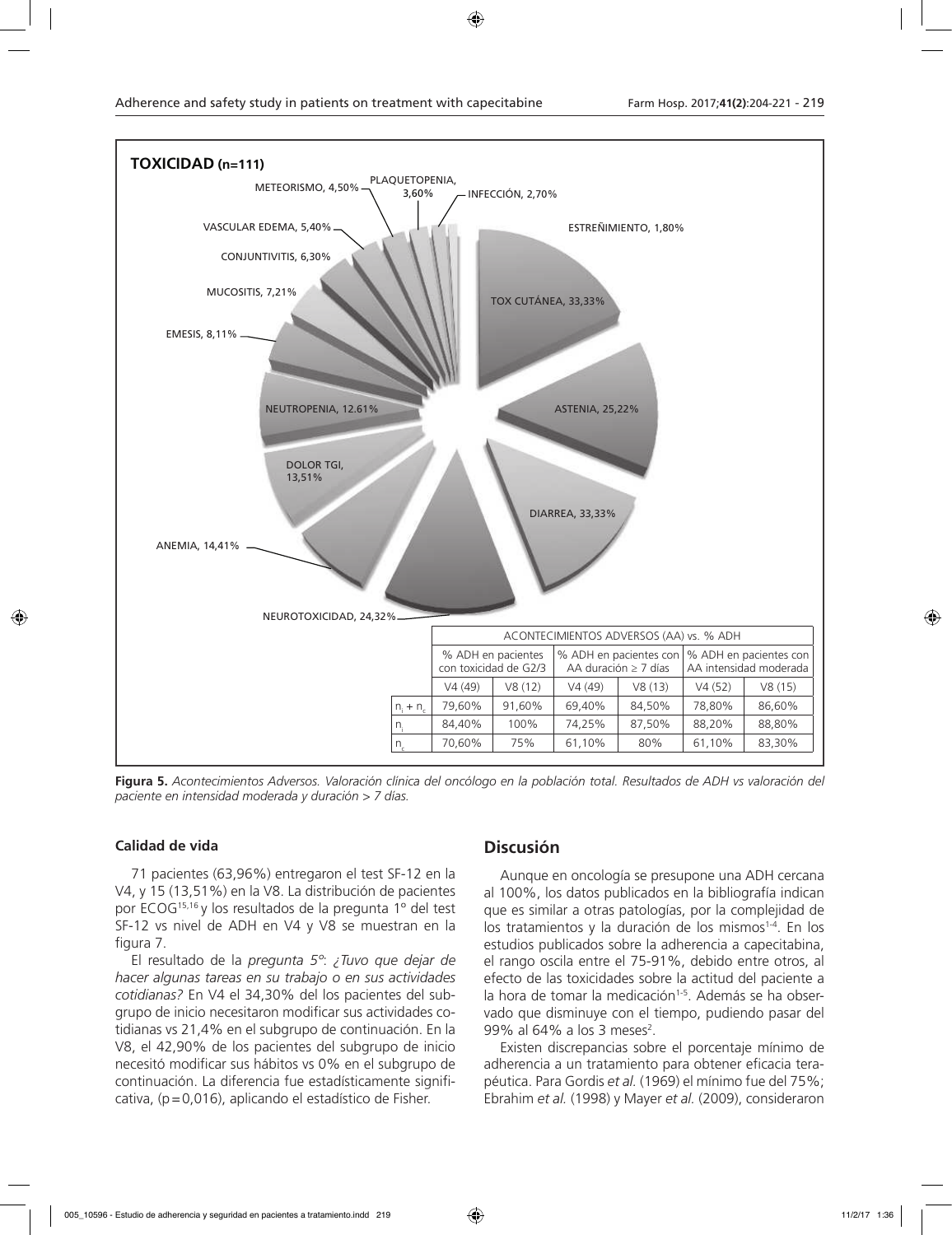**TOXICIDAD (n=111)**

METEORISMO, 4,50%; PLAQUETOPENIA, 3,60%; INFECCIÓN, 2,70%; ESTREÑIMIENTO, 1,80%; VASCULAR EDEMA, 5,40%; CONJUNTIVITIS, 6,30%; MUCOSITIS, 7,21%; EMESIS, 8,11%; TOX CUTÁNEA, 33,33%; ASTENIA, 25,22%; NEUTROPENIA, 12.61%; DOLOR TGI, 13,51%; DIARREA, 33,33%; ANEMIA, 14,41%; NEUROTOXICIDAD, 24,32%

| | ACONTECIMIENTOS ADVERSOS (AA) vs. % ADH | | | | | |
|---|---|---|---|---|---|---|
| | % ADH en pacientes con toxicidad de G2/3 | | % ADH en pacientes con AA duración ≥ 7 días | | % ADH en pacientes con AA intensidad moderada | |
| | V4 (49) | V8 (12) | V4 (49) | V8 (13) | V4 (52) | V8 (15) |
| $n_i + n_c$ | 79,60% | 91,60% | 69,40% | 84,50% | 78,80% | 86,60% |
| $n_i$ | 84,40% | 100% | 74,25% | 87,50% | 88,20% | 88,80% |
| $n_c$ | 70,60% | 75% | 61,10% | 80% | 61,10% | 83,30% |

**Figura 5.** *Acontecimientos Adversos. Valoración clínica del oncólogo en la población total. Resultados de ADH vs valoración del paciente en intensidad moderada y duración > 7 días.*

### Calidad de vida

71 pacientes (63,96%) entregaron el test SF-12 en la V4, y 15 (13,51%) en la V8. La distribución de pacientes por ECOG[15,16] y los resultados de la pregunta 1º del test SF-12 vs nivel de ADH en V4 y V8 se muestran en la figura 7.

El resultado de la *pregunta 5º*: *¿Tuvo que dejar de hacer algunas tareas en su trabajo o en sus actividades cotidianas?* En V4 el 34,30% del los pacientes del subgrupo de inicio necesitaron modificar sus actividades cotidianas vs 21,4% en el subgrupo de continuación. En la V8, el 42,90% de los pacientes del subgrupo de inicio necesitó modificar sus hábitos vs 0% en el subgrupo de continuación. La diferencia fue estadísticamente significativa, (p=0,016), aplicando el estadístico de Fisher.

## Discusión

Aunque en oncología se presupone una ADH cercana al 100%, los datos publicados en la bibliografía indican que es similar a otras patologías, por la complejidad de los tratamientos y la duración de los mismos[1-4]. En los estudios publicados sobre la adherencia a capecitabina, el rango oscila entre el 75-91%, debido entre otros, al efecto de las toxicidades sobre la actitud del paciente a la hora de tomar la medicación[1-5]. Además se ha observado que disminuye con el tiempo, pudiendo pasar del 99% al 64% a los 3 meses[2].

Existen discrepancias sobre el porcentaje mínimo de adherencia a un tratamiento para obtener eficacia terapéutica. Para Gordis *et al.* (1969) el mínimo fue del 75%; Ebrahim *et al.* (1998) y Mayer *et al.* (2009), consideraron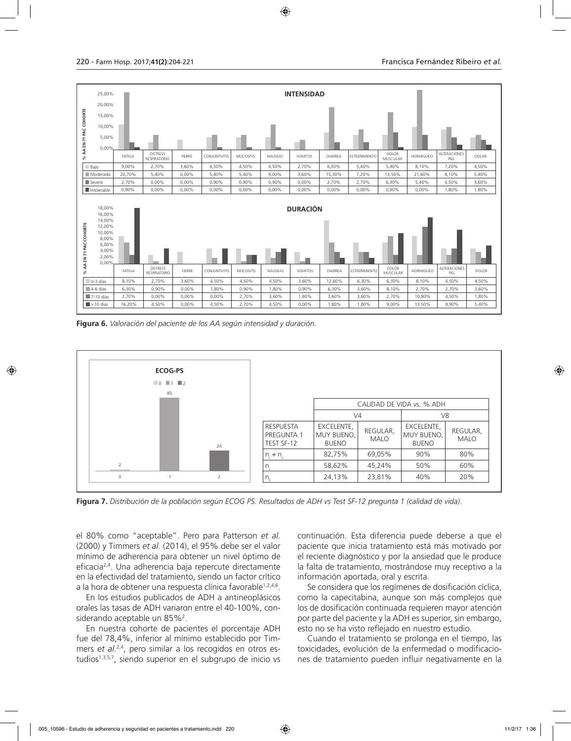**INTENSIDAD**

% AA EN 71 PAC COHORTE

| | FATIGA | DISTRESS RESPIRATORIO | FIEBRE | CONJUNTIVITIS | MUCOSITIS | NAUSEAS | VOMITOS | DIARREA | ESTREÑIMIENTO | DOLOR MUSCULAR | HORMIGUEO | ALTERACIONES PIEL | DOLOR |
|---|---|---|---|---|---|---|---|---|---|---|---|---|---|
| Bajo | 9,00% | 2,70% | 3,60% | 4,50% | 4,50% | 4,50% | 2,70% | 6,30% | 5,40% | 5,40% | 8,10% | 7,20% | 4,50% |
| Moderado | 20,70% | 5,40% | 0,00% | 5,40% | 5,40% | 9,00% | 3,60% | 15,30% | 7,20% | 13,50% | 21,60% | 8,10% | 5,40% |
| Severo | 2,70% | 0,00% | 0,00% | 0,90% | 0,90% | 0,90% | 0,00% | 2,70% | 2,70% | 6,30% | 5,40% | 4,50% | 3,60% |
| Intolerable | 0,90% | 0,00% | 0,00% | 0,00% | 0,00% | 0,00% | 0,00% | 0,00% | 0,00% | 0,90% | 0,00% | 1,80% | 1,80% |

**DURACIÓN**

% AA EN 71 PAC COHORTE

| | FATIGA | DISTRESS RESPIRATORIO | FIEBRE | CONJUNTIVITIS | MUCOSITIS | NAUSEAS | VOMITOS | DIARREA | ESTREÑIMIENTO | DOLOR MUSCULAR | HORMIGUEO | ALTERACIONES PIEL | DOLOR |
|---|---|---|---|---|---|---|---|---|---|---|---|---|---|
| 0-3 días | 8,10% | 2,70% | 3,60% | 4,50% | 4,50% | 4,50% | 3,60% | 12,60% | 6,30% | 6,30% | 8,10% | 4,50% | 4,50% |
| 4-6 días | 6,30% | 0,90% | 0,00% | 1,80% | 0,90% | 1,80% | 0,90% | 6,30% | 3,60% | 8,10% | 2,70% | 2,70% | 3,60% |
| 7-10 días | 2,70% | 0,00% | 0,00% | 0,00% | 2,70% | 3,60% | 1,80% | 3,60% | 3,60% | 2,70% | 10,80% | 4,50% | 1,80% |
| > 10 días | 16,20% | 4,50% | 0,00% | 4,50% | 2,70% | 4,50% | 0,00% | 1,80% | 1,80% | 9,00% | 13,50% | 9,90% | 5,40% |

**Figura 6.** *Valoración del paciente de los AA según intensidad y duración.*

**ECOG-PS**

| ECOG-PS | 0 | 1 | 2 |
|---|---|---|---|
| n | 2 | 85 | 24 |

| CALIDAD DE VIDA vs. % ADH | V4 | | V8 | |
|---|---|---|---|---|
| RESPUESTA PREGUNTA 1 TEST SF-12 | EXCELENTE, MUY BUENO, BUENO | REGULAR, MALO | EXCELENTE, MUY BUENO, BUENO | REGULAR, MALO |
| $n_i + n_c$ | 82,75% | 69,05% | 90% | 80% |
| $n_i$ | 58,62% | 45,24% | 50% | 60% |
| $n_c$ | 24,13% | 23,81% | 40% | 20% |

**Figura 7.** *Distribución de la población según ECOG PS. Resultados de ADH vs Test SF-12 pregunta 1 (calidad de vida).*

el 80% como "aceptable". Pero para Patterson *et al.* (2000) y Timmers *et al.* (2014), el 95% debe ser el valor mínimo de adherencia para obtener un nivel óptimo de eficacia[2,4]. Una adherencia baja repercute directamente en la efectividad del tratamiento, siendo un factor crítico a la hora de obtener una respuesta clínica favorable[1,2,4,6].

En los estudios publicados de ADH a antineoplásicos orales las tasas de ADH variaron entre el 40-100%, considerando aceptable un 85%[2].

En nuestra cohorte de pacientes el porcentaje ADH fue del 78,4%, inferior al mínimo establecido por Timmers *et al.*[2,4], pero similar a los recogidos en otros estudios[1,3,5,7], siendo superior en el subgrupo de inicio vs continuación. Esta diferencia puede deberse a que el paciente que inicia tratamiento está más motivado por el reciente diagnóstico y por la ansiedad que le produce la falta de tratamiento, mostrándose muy receptivo a la información aportada, oral y escrita.

Se considera que los regímenes de dosificación cíclica, como la capecitabina, aunque son más complejos que los de dosificación continuada requieren mayor atención por parte del paciente y la ADH es superior, sin embargo, esto no se ha visto reflejado en nuestro estudio.

Cuando el tratamiento se prolonga en el tiempo, las toxicidades, evolución de la enfermedad o modificaciones de tratamiento pueden influir negativamente en la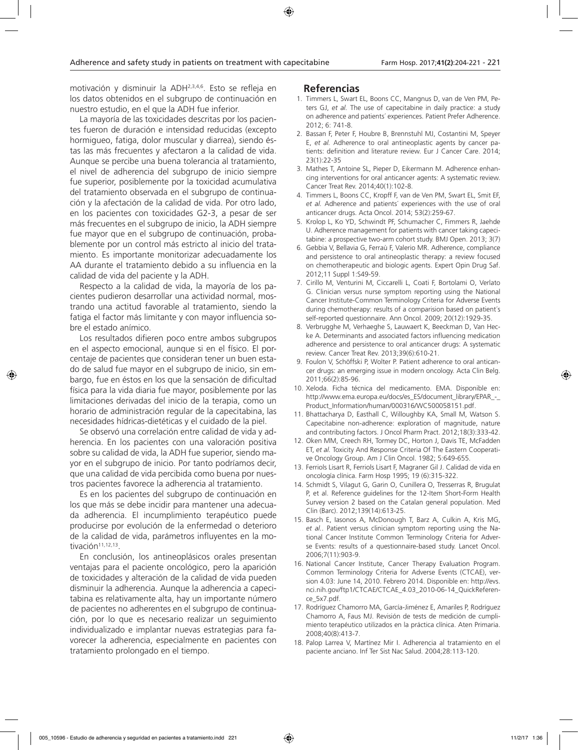motivación y disminuir la ADH[2,3,4,6]. Esto se refleja en los datos obtenidos en el subgrupo de continuación en nuestro estudio, en el que la ADH fue inferior.

La mayoría de las toxicidades descritas por los pacientes fueron de duración e intensidad reducidas (excepto hormigueo, fatiga, dolor muscular y diarrea), siendo éstas las más frecuentes y afectaron a la calidad de vida. Aunque se percibe una buena tolerancia al tratamiento, el nivel de adherencia del subgrupo de inicio siempre fue superior, posiblemente por la toxicidad acumulativa del tratamiento observada en el subgrupo de continuación y la afectación de la calidad de vida. Por otro lado, en los pacientes con toxicidades G2-3, a pesar de ser más frecuentes en el subgrupo de inicio, la ADH siempre fue mayor que en el subgrupo de continuación, probablemente por un control más estricto al inicio del tratamiento. Es importante monitorizar adecuadamente los AA durante el tratamiento debido a su influencia en la calidad de vida del paciente y la ADH.

Respecto a la calidad de vida, la mayoría de los pacientes pudieron desarrollar una actividad normal, mostrando una actitud favorable al tratamiento, siendo la fatiga el factor más limitante y con mayor influencia sobre el estado anímico.

Los resultados difieren poco entre ambos subgrupos en el aspecto emocional, aunque si en el físico. El porcentaje de pacientes que consideran tener un buen estado de salud fue mayor en el subgrupo de inicio, sin embargo, fue en éstos en los que la sensación de dificultad física para la vida diaria fue mayor, posiblemente por las limitaciones derivadas del inicio de la terapia, como un horario de administración regular de la capecitabina, las necesidades hídricas-dietéticas y el cuidado de la piel.

Se observó una correlación entre calidad de vida y adherencia. En los pacientes con una valoración positiva sobre su calidad de vida, la ADH fue superior, siendo mayor en el subgrupo de inicio. Por tanto podríamos decir, que una calidad de vida percibida como buena por nuestros pacientes favorece la adherencia al tratamiento.

Es en los pacientes del subgrupo de continuación en los que más se debe incidir para mantener una adecuada adherencia. El incumplimiento terapéutico puede producirse por evolución de la enfermedad o deterioro de la calidad de vida, parámetros influyentes en la motivación[11,12,13].

En conclusión, los antineoplásicos orales presentan ventajas para el paciente oncológico, pero la aparición de toxicidades y alteración de la calidad de vida pueden disminuir la adherencia. Aunque la adherencia a capecitabina es relativamente alta, hay un importante número de pacientes no adherentes en el subgrupo de continuación, por lo que es necesario realizar un seguimiento individualizado e implantar nuevas estrategias para favorecer la adherencia, especialmente en pacientes con tratamiento prolongado en el tiempo.

## Referencias

1. Timmers L, Swart EL, Boons CC, Mangnus D, van de Ven PM, Peters GJ, *et al.* The use of capecitabine in daily practice: a study on adherence and patients´ experiences. Patient Prefer Adherence. 2012; 6: 741-8.
2. Bassan F, Peter F, Houbre B, Brennstuhl MJ, Costantini M, Speyer E, *et al.* Adherence to oral antineoplastic agents by cancer patients: definition and literature review. Eur J Cancer Care. 2014; 23(1):22-35
3. Mathes T, Antoine SL, Pieper D, Eikermann M. Adherence enhancing interventions for oral anticancer agents: A systematic review. Cancer Treat Rev. 2014;40(1):102-8.
4. Timmers L, Boons CC, Kropff F, van de Ven PM, Swart EL, Smit EF, *et al.* Adherence and patients´ experiences with the use of oral anticancer drugs. Acta Oncol. 2014; 53(2):259-67.
5. Krolop L, Ko YD, Schwindt PF, Schumacher C, Fimmers R, Jaehde U. Adherence management for patients with cancer taking capecitabine: a prospective two-arm cohort study. BMJ Open. 2013; 3(7)
6. Gebbia V, Bellavia G, Ferraù F, Valerio MR. Adherence, compliance and persistence to oral antineoplastic therapy: a review focused on chemotherapeutic and biologic agents. Expert Opin Drug Saf. 2012;11 Suppl 1:S49-59.
7. Cirillo M, Venturini M, Ciccarelli L, Coati F, Bortolami O, Verlato G. Clinician versus nurse symptom reporting using the National Cancer Institute-Common Terminology Criteria for Adverse Events during chemotherapy: results of a comparision based on patient´s self-reported questionnaire. Ann Oncol. 2009; 20(12):1929-35.
8. Verbrugghe M, Verhaeghe S, Lauwaert K, Beeckman D, Van Hecke A. Determinants and associated factors influencing medication adherence and persistence to oral anticancer drugs: A systematic review. Cancer Treat Rev. 2013;39(6):610-21.
9. Foulon V, Schöffski P, Wolter P. Patient adherence to oral anticancer drugs: an emerging issue in modern oncology. Acta Clin Belg. 2011;66(2):85-96.
10. Xeloda. Ficha técnica del medicamento. EMA. Disponible en: http://www.ema.europa.eu/docs/es_ES/document_library/EPAR_-_Product_Information/human/000316/WC500058151.pdf.
11. Bhattacharya D, Easthall C, Willoughby KA, Small M, Watson S. Capecitabine non-adherence: exploration of magnitude, nature and contributing factors. J Oncol Pharm Pract. 2012;18(3):333-42.
12. Oken MM, Creech RH, Tormey DC, Horton J, Davis TE, McFadden ET, *et al.* Toxicity And Response Criteria Of The Eastern Cooperative Oncology Group. Am J Clin Oncol. 1982; 5:649-655.
13. Ferriols Lisart R, Ferriols Lisart F, Magraner Gil J. Calidad de vida en oncología clínica. Farm Hosp 1995; 19 (6):315-322.
14. Schmidt S, Vilagut G, Garin O, Cunillera O, Tresserras R, Brugulat P, et al. Reference guidelines for the 12-Item Short-Form Health Survey version 2 based on the Catalan general population. Med Clin (Barc). 2012;139(14):613-25.
15. Basch E, Iasonos A, McDonough T, Barz A, Culkin A, Kris MG, *et al.*. Patient versus clinician symptom reporting using the National Cancer Institute Common Terminology Criteria for Adverse Events: results of a questionnaire-based study. Lancet Oncol. 2006;7(11):903-9.
16. National Cancer Institute, Cancer Therapy Evaluation Program. Common Terminology Criteria for Adverse Events (CTCAE), version 4.03: June 14, 2010. Febrero 2014. Disponible en: http://evs.nci.nih.gov/ftp1/CTCAE/CTCAE_4.03_2010-06-14_QuickReference_5x7.pdf.
17. Rodríguez Chamorro MA, García-Jiménez E, Amariles P, Rodríguez Chamorro A, Faus MJ. Revisión de tests de medición del cumplimiento terapéutico utilizados en la práctica clínica. Aten Primaria. 2008;40(8):413-7.
18. Palop Larrea V, Martínez Mir I. Adherencia al tratamiento en el paciente anciano. Inf Ter Sist Nac Salud. 2004;28:113-120.